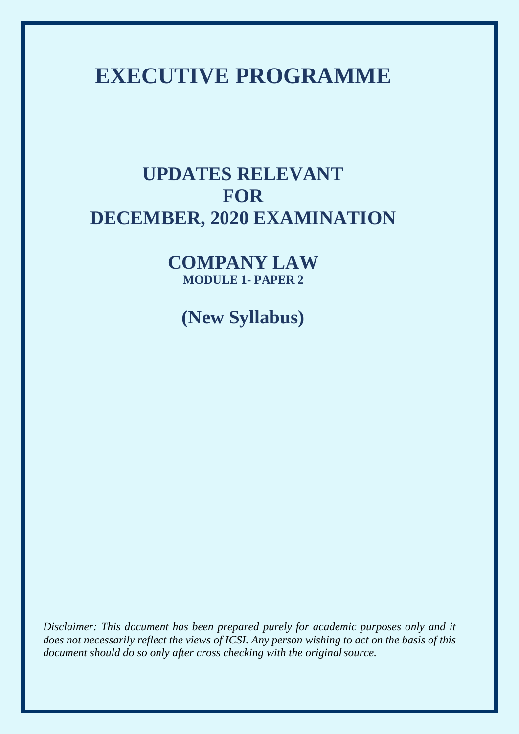# EXECUTIVE PROGRAMME

## UPDATES RELEVANT FOR DECEMBER, 2020 EXAMINATION

## COMPANY LAW

### MODULE 1- PAPER 2

## (New Syllabus)

*Disclaimer: This document has been prepared purely for academic purposes only and it does not necessarily reflect the views of ICSI. Any person wishing to act on the basis of this document should do so only after cross checking with the original source.*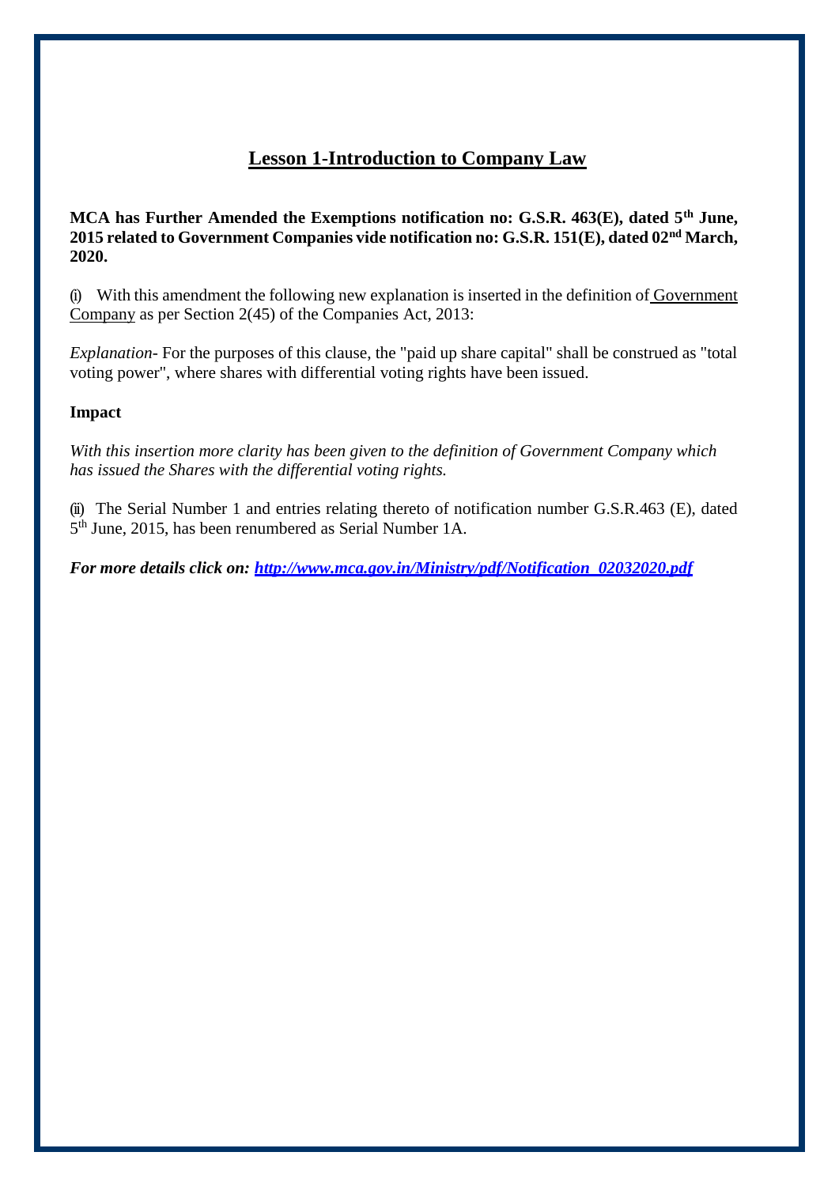# Lesson 1-Introduction to Company Law

**MCA has Further Amended the Exemptions notification no: G.S.R. 463(E), dated 5th June, 2015 related to Government Companies vide notification no: G.S.R. 151(E), dated 02nd March, 2020.**

(i) With this amendment the following new explanation is inserted in the definition of Government Company as per Section 2(45) of the Companies Act, 2013:

*Explanation*- For the purposes of this clause, the "paid up share capital" shall be construed as "total voting power", where shares with differential voting rights have been issued.

**Impact**

*With this insertion more clarity has been given to the definition of Government Company which has issued the Shares with the differential voting rights.*

(ii) The Serial Number 1 and entries relating thereto of notification number G.S.R.463 (E), dated 5th June, 2015, has been renumbered as Serial Number 1A.

***For more details click on: http://www.mca.gov.in/Ministry/pdf/Notification_02032020.pdf***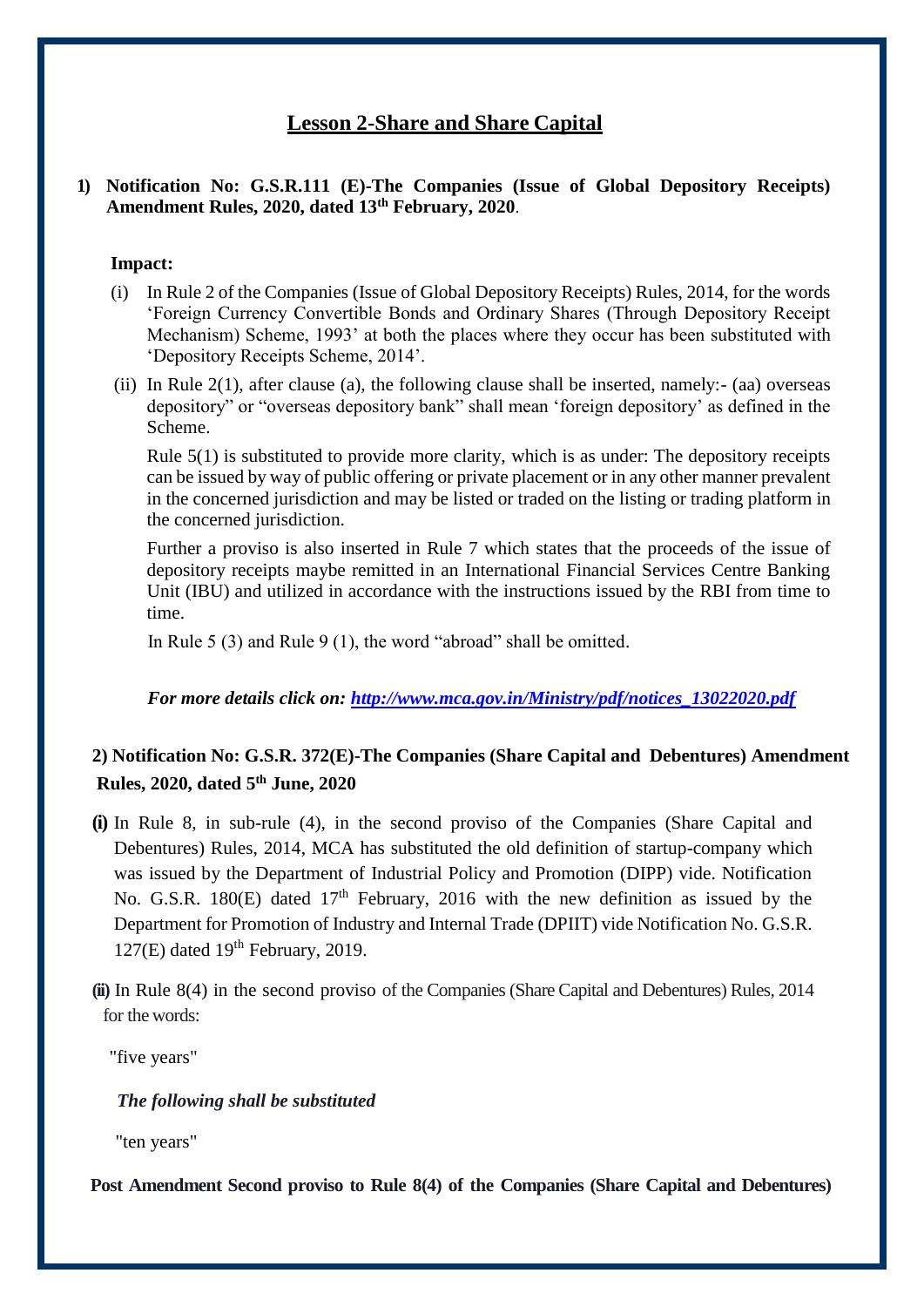# Lesson 2-Share and Share Capital

**1) Notification No: G.S.R.111 (E)-The Companies (Issue of Global Depository Receipts) Amendment Rules, 2020, dated 13th February, 2020**.

**Impact:**

(i) In Rule 2 of the Companies (Issue of Global Depository Receipts) Rules, 2014, for the words 'Foreign Currency Convertible Bonds and Ordinary Shares (Through Depository Receipt Mechanism) Scheme, 1993' at both the places where they occur has been substituted with 'Depository Receipts Scheme, 2014'.

(ii) In Rule 2(1), after clause (a), the following clause shall be inserted, namely:- (aa) overseas depository" or "overseas depository bank" shall mean 'foreign depository' as defined in the Scheme.

Rule 5(1) is substituted to provide more clarity, which is as under: The depository receipts can be issued by way of public offering or private placement or in any other manner prevalent in the concerned jurisdiction and may be listed or traded on the listing or trading platform in the concerned jurisdiction.

Further a proviso is also inserted in Rule 7 which states that the proceeds of the issue of depository receipts maybe remitted in an International Financial Services Centre Banking Unit (IBU) and utilized in accordance with the instructions issued by the RBI from time to time.

In Rule 5 (3) and Rule 9 (1), the word "abroad" shall be omitted.

***For more details click on: [http://www.mca.gov.in/Ministry/pdf/notices_13022020.pdf](http://www.mca.gov.in/Ministry/pdf/notices_13022020.pdf)***

**2) Notification No: G.S.R. 372(E)-The Companies (Share Capital and Debentures) Amendment Rules, 2020, dated 5th June, 2020**

**(i)** In Rule 8, in sub-rule (4), in the second proviso of the Companies (Share Capital and Debentures) Rules, 2014, MCA has substituted the old definition of startup-company which was issued by the Department of Industrial Policy and Promotion (DIPP) vide. Notification No. G.S.R. 180(E) dated 17th February, 2016 with the new definition as issued by the Department for Promotion of Industry and Internal Trade (DPIIT) vide Notification No. G.S.R. 127(E) dated 19th February, 2019.

**(ii)** In Rule 8(4) in the second proviso of the Companies (Share Capital and Debentures) Rules, 2014 for the words:

"five years"

***The following shall be substituted***

"ten years"

**Post Amendment Second proviso to Rule 8(4) of the Companies (Share Capital and Debentures)**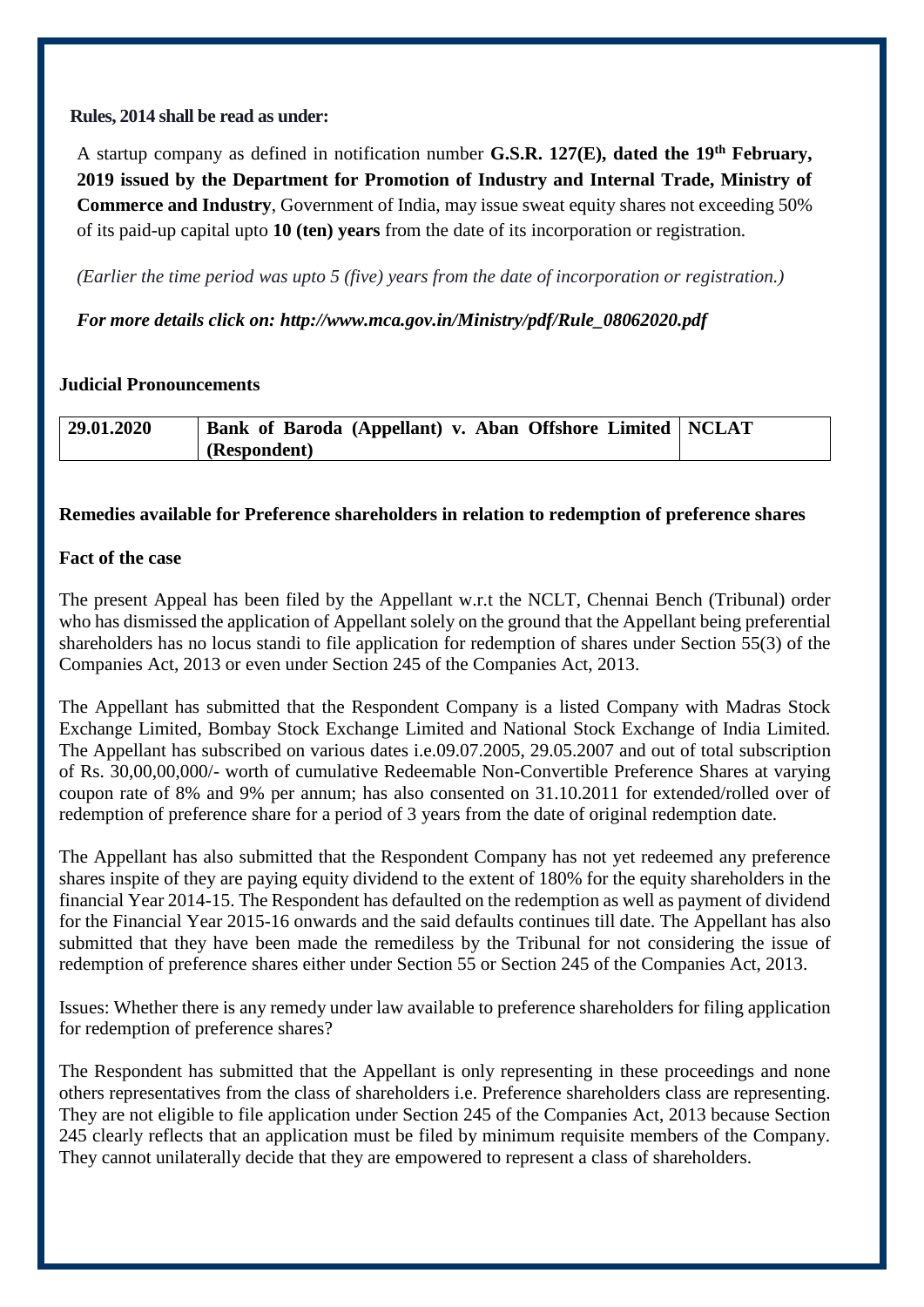**Rules, 2014 shall be read as under:**

A startup company as defined in notification number **G.S.R. 127(E), dated the 19th February, 2019 issued by the Department for Promotion of Industry and Internal Trade, Ministry of Commerce and Industry**, Government of India, may issue sweat equity shares not exceeding 50% of its paid-up capital upto **10 (ten) years** from the date of its incorporation or registration.

*(Earlier the time period was upto 5 (five) years from the date of incorporation or registration.)*

***For more details click on: http://www.mca.gov.in/Ministry/pdf/Rule_08062020.pdf***

**Judicial Pronouncements**

| **29.01.2020** | **Bank of Baroda (Appellant) v. Aban Offshore Limited (Respondent)** | **NCLAT** |
|---|---|---|

**Remedies available for Preference shareholders in relation to redemption of preference shares**

**Fact of the case**

The present Appeal has been filed by the Appellant w.r.t the NCLT, Chennai Bench (Tribunal) order who has dismissed the application of Appellant solely on the ground that the Appellant being preferential shareholders has no locus standi to file application for redemption of shares under Section 55(3) of the Companies Act, 2013 or even under Section 245 of the Companies Act, 2013.

The Appellant has submitted that the Respondent Company is a listed Company with Madras Stock Exchange Limited, Bombay Stock Exchange Limited and National Stock Exchange of India Limited. The Appellant has subscribed on various dates i.e.09.07.2005, 29.05.2007 and out of total subscription of Rs. 30,00,00,000/- worth of cumulative Redeemable Non-Convertible Preference Shares at varying coupon rate of 8% and 9% per annum; has also consented on 31.10.2011 for extended/rolled over of redemption of preference share for a period of 3 years from the date of original redemption date.

The Appellant has also submitted that the Respondent Company has not yet redeemed any preference shares inspite of they are paying equity dividend to the extent of 180% for the equity shareholders in the financial Year 2014-15. The Respondent has defaulted on the redemption as well as payment of dividend for the Financial Year 2015-16 onwards and the said defaults continues till date. The Appellant has also submitted that they have been made the remediless by the Tribunal for not considering the issue of redemption of preference shares either under Section 55 or Section 245 of the Companies Act, 2013.

Issues: Whether there is any remedy under law available to preference shareholders for filing application for redemption of preference shares?

The Respondent has submitted that the Appellant is only representing in these proceedings and none others representatives from the class of shareholders i.e. Preference shareholders class are representing. They are not eligible to file application under Section 245 of the Companies Act, 2013 because Section 245 clearly reflects that an application must be filed by minimum requisite members of the Company. They cannot unilaterally decide that they are empowered to represent a class of shareholders.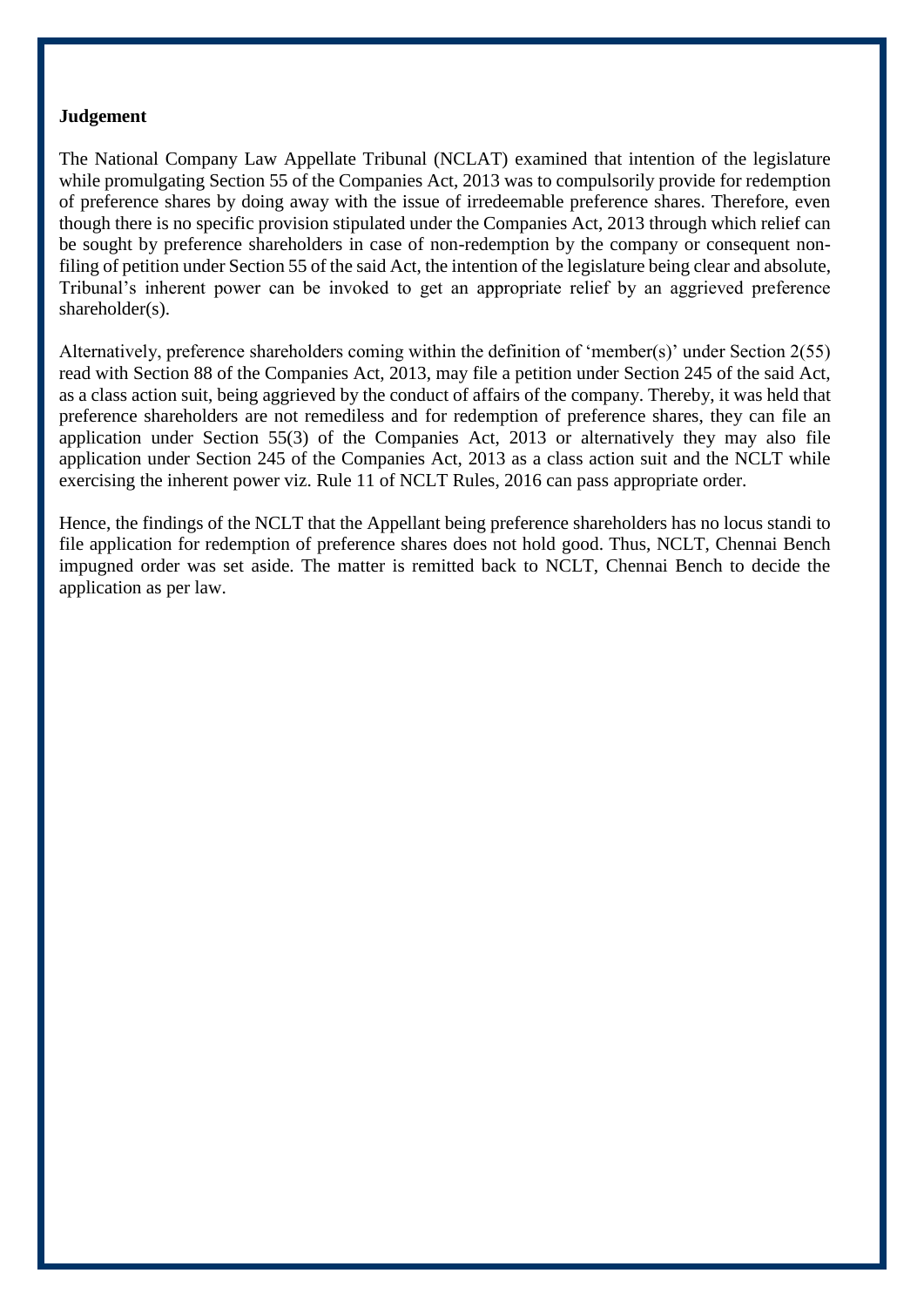**Judgement**

The National Company Law Appellate Tribunal (NCLAT) examined that intention of the legislature while promulgating Section 55 of the Companies Act, 2013 was to compulsorily provide for redemption of preference shares by doing away with the issue of irredeemable preference shares. Therefore, even though there is no specific provision stipulated under the Companies Act, 2013 through which relief can be sought by preference shareholders in case of non-redemption by the company or consequent non-filing of petition under Section 55 of the said Act, the intention of the legislature being clear and absolute, Tribunal's inherent power can be invoked to get an appropriate relief by an aggrieved preference shareholder(s).

Alternatively, preference shareholders coming within the definition of 'member(s)' under Section 2(55) read with Section 88 of the Companies Act, 2013, may file a petition under Section 245 of the said Act, as a class action suit, being aggrieved by the conduct of affairs of the company. Thereby, it was held that preference shareholders are not remediless and for redemption of preference shares, they can file an application under Section 55(3) of the Companies Act, 2013 or alternatively they may also file application under Section 245 of the Companies Act, 2013 as a class action suit and the NCLT while exercising the inherent power viz. Rule 11 of NCLT Rules, 2016 can pass appropriate order.

Hence, the findings of the NCLT that the Appellant being preference shareholders has no locus standi to file application for redemption of preference shares does not hold good. Thus, NCLT, Chennai Bench impugned order was set aside. The matter is remitted back to NCLT, Chennai Bench to decide the application as per law.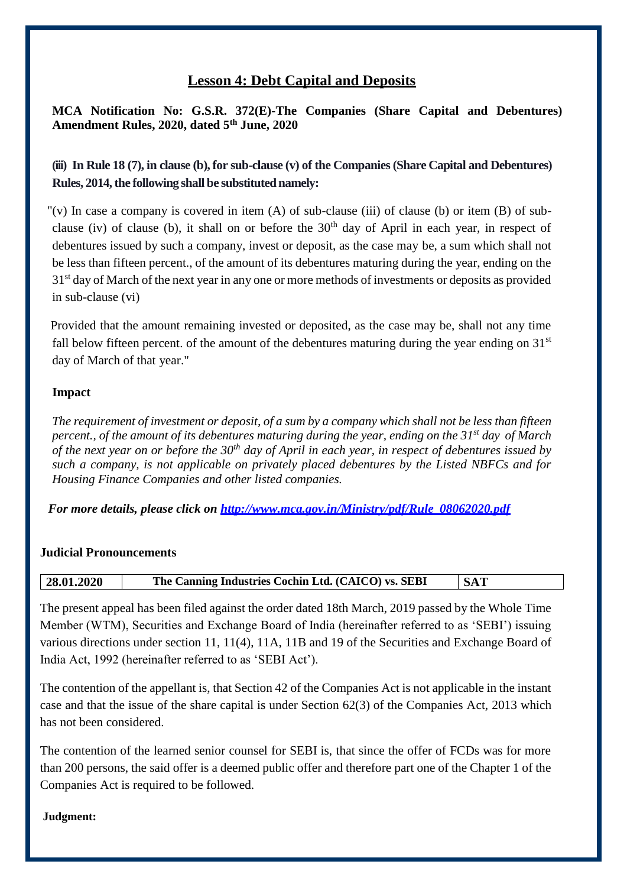## Lesson 4: Debt Capital and Deposits

**MCA Notification No: G.S.R. 372(E)-The Companies (Share Capital and Debentures) Amendment Rules, 2020, dated 5th June, 2020**

**(iii) In Rule 18 (7), in clause (b), for sub-clause (v) of the Companies (Share Capital and Debentures) Rules, 2014, the following shall be substituted namely:**

"(v) In case a company is covered in item (A) of sub-clause (iii) of clause (b) or item (B) of sub-clause (iv) of clause (b), it shall on or before the 30th day of April in each year, in respect of debentures issued by such a company, invest or deposit, as the case may be, a sum which shall not be less than fifteen percent., of the amount of its debentures maturing during the year, ending on the 31st day of March of the next year in any one or more methods of investments or deposits as provided in sub-clause (vi)

Provided that the amount remaining invested or deposited, as the case may be, shall not any time fall below fifteen percent. of the amount of the debentures maturing during the year ending on 31st day of March of that year."

**Impact**

*The requirement of investment or deposit, of a sum by a company which shall not be less than fifteen percent., of the amount of its debentures maturing during the year, ending on the 31st day of March of the next year on or before the 30th day of April in each year, in respect of debentures issued by such a company, is not applicable on privately placed debentures by the Listed NBFCs and for Housing Finance Companies and other listed companies.*

***For more details, please click on [http://www.mca.gov.in/Ministry/pdf/Rule_08062020.pdf](http://www.mca.gov.in/Ministry/pdf/Rule_08062020.pdf)***

**Judicial Pronouncements**

| **28.01.2020** | **The Canning Industries Cochin Ltd. (CAICO) vs. SEBI** | **SAT** |
|---|---|---|

The present appeal has been filed against the order dated 18th March, 2019 passed by the Whole Time Member (WTM), Securities and Exchange Board of India (hereinafter referred to as 'SEBI') issuing various directions under section 11, 11(4), 11A, 11B and 19 of the Securities and Exchange Board of India Act, 1992 (hereinafter referred to as 'SEBI Act').

The contention of the appellant is, that Section 42 of the Companies Act is not applicable in the instant case and that the issue of the share capital is under Section 62(3) of the Companies Act, 2013 which has not been considered.

The contention of the learned senior counsel for SEBI is, that since the offer of FCDs was for more than 200 persons, the said offer is a deemed public offer and therefore part one of the Chapter 1 of the Companies Act is required to be followed.

**Judgment:**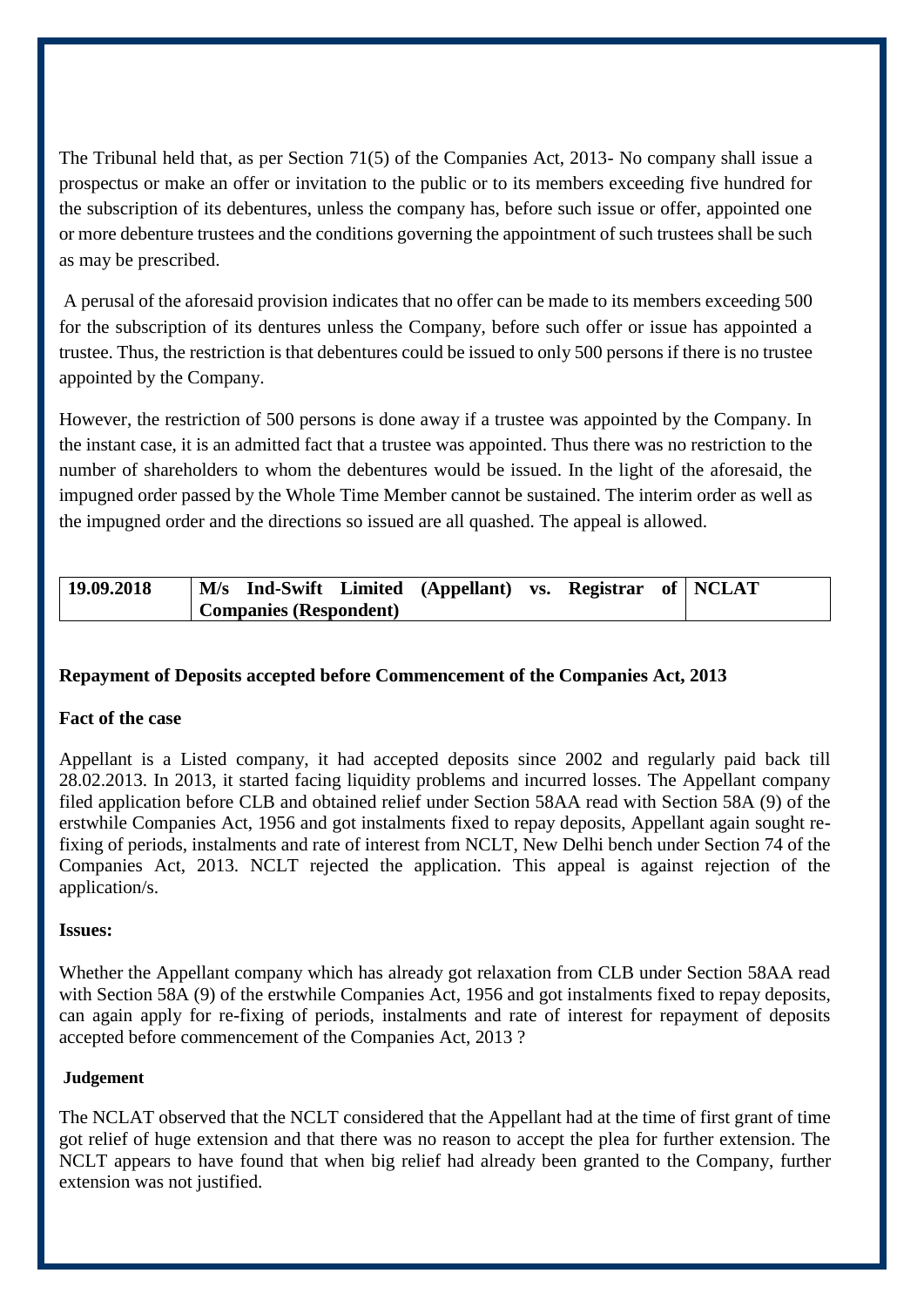The Tribunal held that, as per Section 71(5) of the Companies Act, 2013- No company shall issue a prospectus or make an offer or invitation to the public or to its members exceeding five hundred for the subscription of its debentures, unless the company has, before such issue or offer, appointed one or more debenture trustees and the conditions governing the appointment of such trustees shall be such as may be prescribed.

A perusal of the aforesaid provision indicates that no offer can be made to its members exceeding 500 for the subscription of its dentures unless the Company, before such offer or issue has appointed a trustee. Thus, the restriction is that debentures could be issued to only 500 persons if there is no trustee appointed by the Company.

However, the restriction of 500 persons is done away if a trustee was appointed by the Company. In the instant case, it is an admitted fact that a trustee was appointed. Thus there was no restriction to the number of shareholders to whom the debentures would be issued. In the light of the aforesaid, the impugned order passed by the Whole Time Member cannot be sustained. The interim order as well as the impugned order and the directions so issued are all quashed. The appeal is allowed.

| 19.09.2018 | M/s Ind-Swift Limited (Appellant) vs. Registrar of Companies (Respondent) | NCLAT |
|---|---|---|

**Repayment of Deposits accepted before Commencement of the Companies Act, 2013**

**Fact of the case**

Appellant is a Listed company, it had accepted deposits since 2002 and regularly paid back till 28.02.2013. In 2013, it started facing liquidity problems and incurred losses. The Appellant company filed application before CLB and obtained relief under Section 58AA read with Section 58A (9) of the erstwhile Companies Act, 1956 and got instalments fixed to repay deposits, Appellant again sought re-fixing of periods, instalments and rate of interest from NCLT, New Delhi bench under Section 74 of the Companies Act, 2013. NCLT rejected the application. This appeal is against rejection of the application/s.

**Issues:**

Whether the Appellant company which has already got relaxation from CLB under Section 58AA read with Section 58A (9) of the erstwhile Companies Act, 1956 and got instalments fixed to repay deposits, can again apply for re-fixing of periods, instalments and rate of interest for repayment of deposits accepted before commencement of the Companies Act, 2013 ?

**Judgement**

The NCLAT observed that the NCLT considered that the Appellant had at the time of first grant of time got relief of huge extension and that there was no reason to accept the plea for further extension. The NCLT appears to have found that when big relief had already been granted to the Company, further extension was not justified.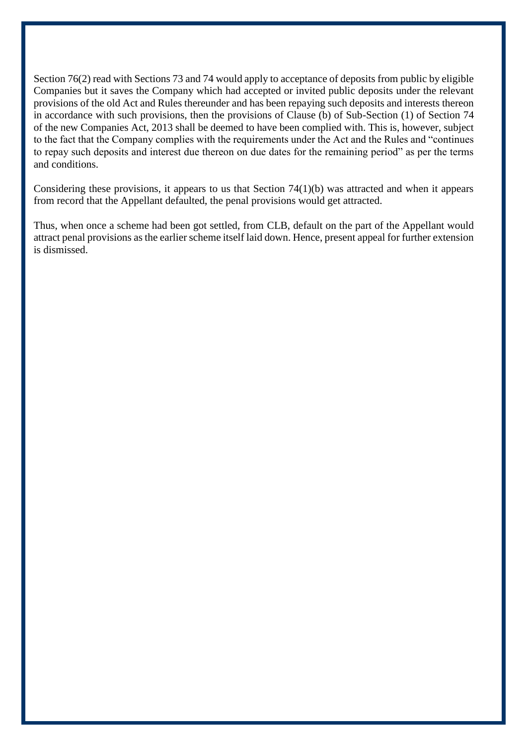Section 76(2) read with Sections 73 and 74 would apply to acceptance of deposits from public by eligible Companies but it saves the Company which had accepted or invited public deposits under the relevant provisions of the old Act and Rules thereunder and has been repaying such deposits and interests thereon in accordance with such provisions, then the provisions of Clause (b) of Sub-Section (1) of Section 74 of the new Companies Act, 2013 shall be deemed to have been complied with. This is, however, subject to the fact that the Company complies with the requirements under the Act and the Rules and "continues to repay such deposits and interest due thereon on due dates for the remaining period" as per the terms and conditions.

Considering these provisions, it appears to us that Section 74(1)(b) was attracted and when it appears from record that the Appellant defaulted, the penal provisions would get attracted.

Thus, when once a scheme had been got settled, from CLB, default on the part of the Appellant would attract penal provisions as the earlier scheme itself laid down. Hence, present appeal for further extension is dismissed.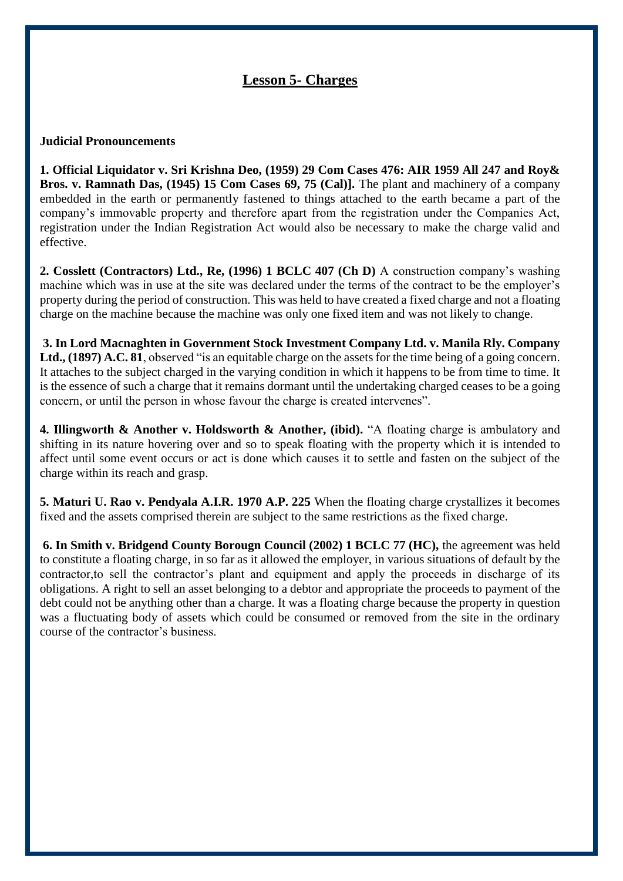# Lesson 5- Charges

**Judicial Pronouncements**

**1. Official Liquidator v. Sri Krishna Deo, (1959) 29 Com Cases 476: AIR 1959 All 247 and Roy& Bros. v. Ramnath Das, (1945) 15 Com Cases 69, 75 (Cal)].** The plant and machinery of a company embedded in the earth or permanently fastened to things attached to the earth became a part of the company's immovable property and therefore apart from the registration under the Companies Act, registration under the Indian Registration Act would also be necessary to make the charge valid and effective.

**2. Cosslett (Contractors) Ltd., Re, (1996) 1 BCLC 407 (Ch D)** A construction company's washing machine which was in use at the site was declared under the terms of the contract to be the employer's property during the period of construction. This was held to have created a fixed charge and not a floating charge on the machine because the machine was only one fixed item and was not likely to change.

**3. In Lord Macnaghten in Government Stock Investment Company Ltd. v. Manila Rly. Company Ltd., (1897) A.C. 81**, observed "is an equitable charge on the assets for the time being of a going concern. It attaches to the subject charged in the varying condition in which it happens to be from time to time. It is the essence of such a charge that it remains dormant until the undertaking charged ceases to be a going concern, or until the person in whose favour the charge is created intervenes".

**4. Illingworth & Another v. Holdsworth & Another, (ibid).** "A floating charge is ambulatory and shifting in its nature hovering over and so to speak floating with the property which it is intended to affect until some event occurs or act is done which causes it to settle and fasten on the subject of the charge within its reach and grasp.

**5. Maturi U. Rao v. Pendyala A.I.R. 1970 A.P. 225** When the floating charge crystallizes it becomes fixed and the assets comprised therein are subject to the same restrictions as the fixed charge.

**6. In Smith v. Bridgend County Borougn Council (2002) 1 BCLC 77 (HC),** the agreement was held to constitute a floating charge, in so far as it allowed the employer, in various situations of default by the contractor,to sell the contractor's plant and equipment and apply the proceeds in discharge of its obligations. A right to sell an asset belonging to a debtor and appropriate the proceeds to payment of the debt could not be anything other than a charge. It was a floating charge because the property in question was a fluctuating body of assets which could be consumed or removed from the site in the ordinary course of the contractor's business.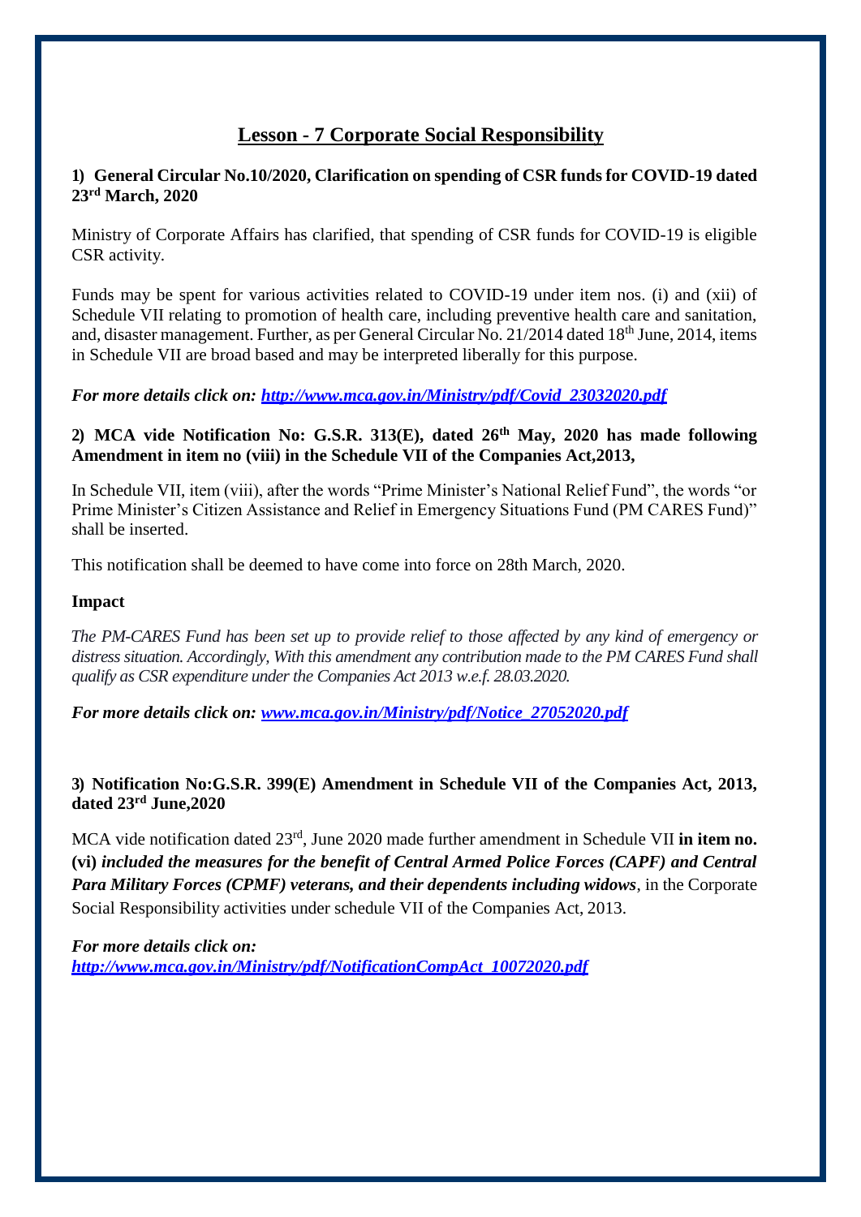## Lesson - 7 Corporate Social Responsibility

**1) General Circular No.10/2020, Clarification on spending of CSR funds for COVID-19 dated 23rd March, 2020**

Ministry of Corporate Affairs has clarified, that spending of CSR funds for COVID-19 is eligible CSR activity.

Funds may be spent for various activities related to COVID-19 under item nos. (i) and (xii) of Schedule VII relating to promotion of health care, including preventive health care and sanitation, and, disaster management. Further, as per General Circular No. 21/2014 dated 18th June, 2014, items in Schedule VII are broad based and may be interpreted liberally for this purpose.

***For more details click on: [http://www.mca.gov.in/Ministry/pdf/Covid_23032020.pdf](http://www.mca.gov.in/Ministry/pdf/Covid_23032020.pdf)***

**2) MCA vide Notification No: G.S.R. 313(E), dated 26th May, 2020 has made following Amendment in item no (viii) in the Schedule VII of the Companies Act,2013,**

In Schedule VII, item (viii), after the words "Prime Minister's National Relief Fund", the words "or Prime Minister's Citizen Assistance and Relief in Emergency Situations Fund (PM CARES Fund)" shall be inserted.

This notification shall be deemed to have come into force on 28th March, 2020.

**Impact**

*The PM-CARES Fund has been set up to provide relief to those affected by any kind of emergency or distress situation. Accordingly, With this amendment any contribution made to the PM CARES Fund shall qualify as CSR expenditure under the Companies Act 2013 w.e.f. 28.03.2020.*

***For more details click on: [www.mca.gov.in/Ministry/pdf/Notice_27052020.pdf](http://www.mca.gov.in/Ministry/pdf/Notice_27052020.pdf)***

**3) Notification No:G.S.R. 399(E) Amendment in Schedule VII of the Companies Act, 2013, dated 23rd June,2020**

MCA vide notification dated 23rd, June 2020 made further amendment in Schedule VII **in item no. (vi)** ***included the measures for the benefit of Central Armed Police Forces (CAPF) and Central Para Military Forces (CPMF) veterans, and their dependents including widows***, in the Corporate Social Responsibility activities under schedule VII of the Companies Act, 2013.

***For more details click on: [http://www.mca.gov.in/Ministry/pdf/NotificationCompAct_10072020.pdf](http://www.mca.gov.in/Ministry/pdf/NotificationCompAct_10072020.pdf)***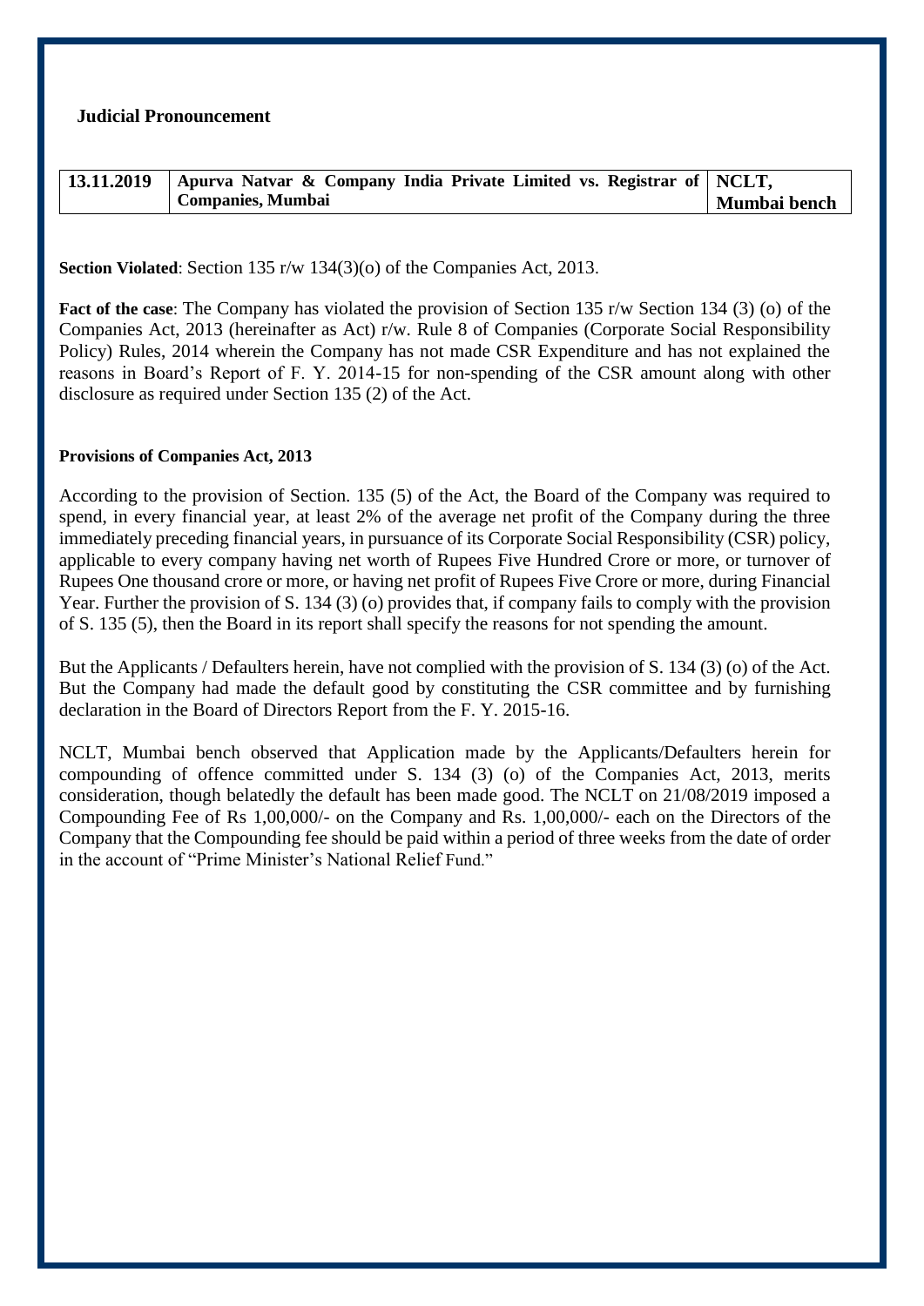## Judicial Pronouncement

| 13.11.2019 | Apurva Natvar & Company India Private Limited vs. Registrar of Companies, Mumbai | NCLT, Mumbai bench |
|---|---|---|

**Section Violated**: Section 135 r/w 134(3)(o) of the Companies Act, 2013.

**Fact of the case**: The Company has violated the provision of Section 135 r/w Section 134 (3) (o) of the Companies Act, 2013 (hereinafter as Act) r/w. Rule 8 of Companies (Corporate Social Responsibility Policy) Rules, 2014 wherein the Company has not made CSR Expenditure and has not explained the reasons in Board's Report of F. Y. 2014-15 for non-spending of the CSR amount along with other disclosure as required under Section 135 (2) of the Act.

**Provisions of Companies Act, 2013**

According to the provision of Section. 135 (5) of the Act, the Board of the Company was required to spend, in every financial year, at least 2% of the average net profit of the Company during the three immediately preceding financial years, in pursuance of its Corporate Social Responsibility (CSR) policy, applicable to every company having net worth of Rupees Five Hundred Crore or more, or turnover of Rupees One thousand crore or more, or having net profit of Rupees Five Crore or more, during Financial Year. Further the provision of S. 134 (3) (o) provides that, if company fails to comply with the provision of S. 135 (5), then the Board in its report shall specify the reasons for not spending the amount.

But the Applicants / Defaulters herein, have not complied with the provision of S. 134 (3) (o) of the Act. But the Company had made the default good by constituting the CSR committee and by furnishing declaration in the Board of Directors Report from the F. Y. 2015-16.

NCLT, Mumbai bench observed that Application made by the Applicants/Defaulters herein for compounding of offence committed under S. 134 (3) (o) of the Companies Act, 2013, merits consideration, though belatedly the default has been made good. The NCLT on 21/08/2019 imposed a Compounding Fee of Rs 1,00,000/- on the Company and Rs. 1,00,000/- each on the Directors of the Company that the Compounding fee should be paid within a period of three weeks from the date of order in the account of "Prime Minister's National Relief Fund."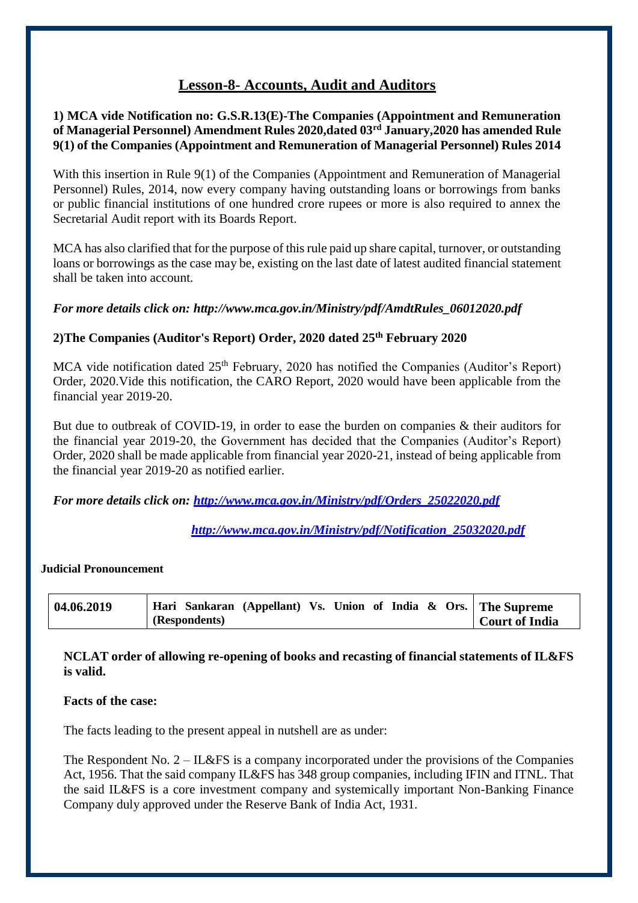# Lesson-8- Accounts, Audit and Auditors

**1) MCA vide Notification no: G.S.R.13(E)-The Companies (Appointment and Remuneration of Managerial Personnel) Amendment Rules 2020,dated 03rd January,2020 has amended Rule 9(1) of the Companies (Appointment and Remuneration of Managerial Personnel) Rules 2014**

With this insertion in Rule 9(1) of the Companies (Appointment and Remuneration of Managerial Personnel) Rules, 2014, now every company having outstanding loans or borrowings from banks or public financial institutions of one hundred crore rupees or more is also required to annex the Secretarial Audit report with its Boards Report.

MCA has also clarified that for the purpose of this rule paid up share capital, turnover, or outstanding loans or borrowings as the case may be, existing on the last date of latest audited financial statement shall be taken into account.

***For more details click on: http://www.mca.gov.in/Ministry/pdf/AmdtRules_06012020.pdf***

**2)The Companies (Auditor's Report) Order, 2020 dated 25th February 2020**

MCA vide notification dated 25th February, 2020 has notified the Companies (Auditor's Report) Order, 2020.Vide this notification, the CARO Report, 2020 would have been applicable from the financial year 2019-20.

But due to outbreak of COVID-19, in order to ease the burden on companies & their auditors for the financial year 2019-20, the Government has decided that the Companies (Auditor's Report) Order, 2020 shall be made applicable from financial year 2020-21, instead of being applicable from the financial year 2019-20 as notified earlier.

***For more details click on: http://www.mca.gov.in/Ministry/pdf/Orders_25022020.pdf***

***http://www.mca.gov.in/Ministry/pdf/Notification_25032020.pdf***

**Judicial Pronouncement**

| **04.06.2019** | **Hari Sankaran (Appellant) Vs. Union of India & Ors. (Respondents)** | **The Supreme Court of India** |
|---|---|---|

**NCLAT order of allowing re-opening of books and recasting of financial statements of IL&FS is valid.**

**Facts of the case:**

The facts leading to the present appeal in nutshell are as under:

The Respondent No. 2 – IL&FS is a company incorporated under the provisions of the Companies Act, 1956. That the said company IL&FS has 348 group companies, including IFIN and ITNL. That the said IL&FS is a core investment company and systemically important Non-Banking Finance Company duly approved under the Reserve Bank of India Act, 1931.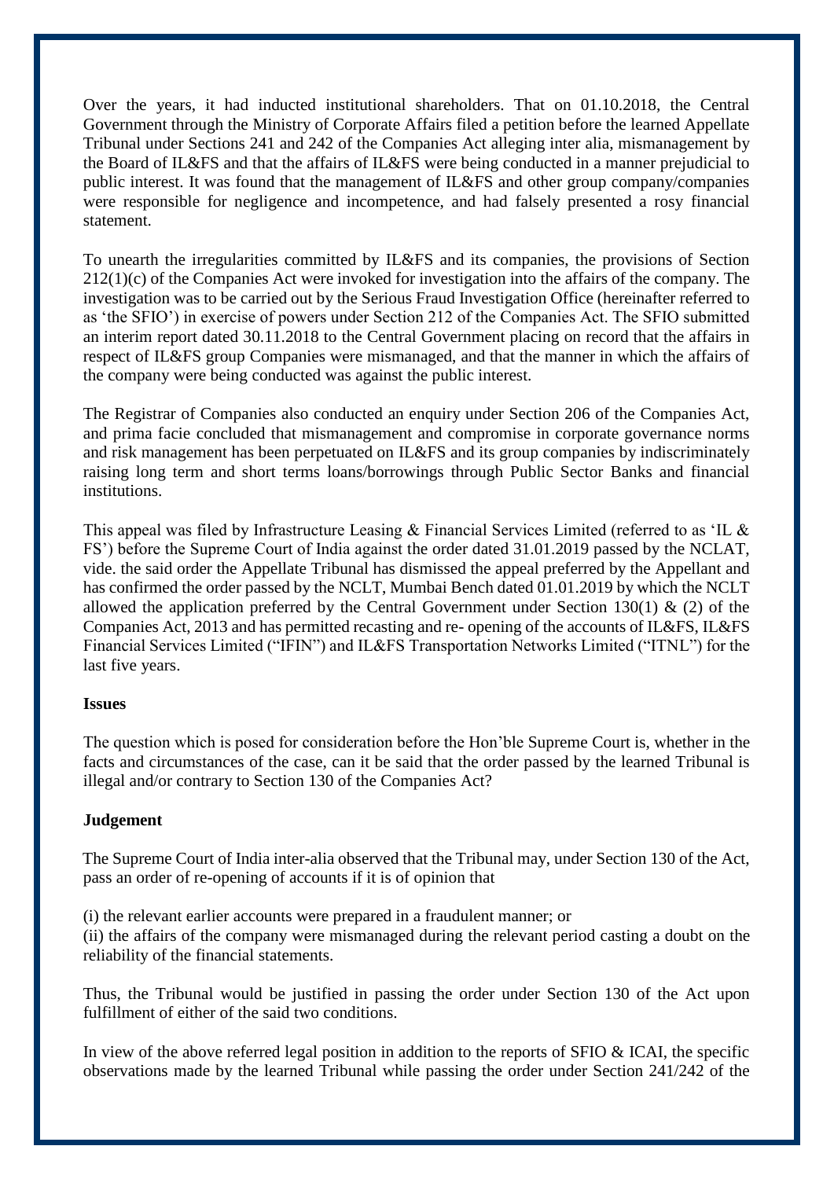Over the years, it had inducted institutional shareholders. That on 01.10.2018, the Central Government through the Ministry of Corporate Affairs filed a petition before the learned Appellate Tribunal under Sections 241 and 242 of the Companies Act alleging inter alia, mismanagement by the Board of IL&FS and that the affairs of IL&FS were being conducted in a manner prejudicial to public interest. It was found that the management of IL&FS and other group company/companies were responsible for negligence and incompetence, and had falsely presented a rosy financial statement.

To unearth the irregularities committed by IL&FS and its companies, the provisions of Section 212(1)(c) of the Companies Act were invoked for investigation into the affairs of the company. The investigation was to be carried out by the Serious Fraud Investigation Office (hereinafter referred to as 'the SFIO') in exercise of powers under Section 212 of the Companies Act. The SFIO submitted an interim report dated 30.11.2018 to the Central Government placing on record that the affairs in respect of IL&FS group Companies were mismanaged, and that the manner in which the affairs of the company were being conducted was against the public interest.

The Registrar of Companies also conducted an enquiry under Section 206 of the Companies Act, and prima facie concluded that mismanagement and compromise in corporate governance norms and risk management has been perpetuated on IL&FS and its group companies by indiscriminately raising long term and short terms loans/borrowings through Public Sector Banks and financial institutions.

This appeal was filed by Infrastructure Leasing & Financial Services Limited (referred to as 'IL & FS') before the Supreme Court of India against the order dated 31.01.2019 passed by the NCLAT, vide. the said order the Appellate Tribunal has dismissed the appeal preferred by the Appellant and has confirmed the order passed by the NCLT, Mumbai Bench dated 01.01.2019 by which the NCLT allowed the application preferred by the Central Government under Section 130(1) & (2) of the Companies Act, 2013 and has permitted recasting and re- opening of the accounts of IL&FS, IL&FS Financial Services Limited ("IFIN") and IL&FS Transportation Networks Limited ("ITNL") for the last five years.

**Issues**

The question which is posed for consideration before the Hon'ble Supreme Court is, whether in the facts and circumstances of the case, can it be said that the order passed by the learned Tribunal is illegal and/or contrary to Section 130 of the Companies Act?

**Judgement**

The Supreme Court of India inter-alia observed that the Tribunal may, under Section 130 of the Act, pass an order of re-opening of accounts if it is of opinion that

(i) the relevant earlier accounts were prepared in a fraudulent manner; or
(ii) the affairs of the company were mismanaged during the relevant period casting a doubt on the reliability of the financial statements.

Thus, the Tribunal would be justified in passing the order under Section 130 of the Act upon fulfillment of either of the said two conditions.

In view of the above referred legal position in addition to the reports of SFIO & ICAI, the specific observations made by the learned Tribunal while passing the order under Section 241/242 of the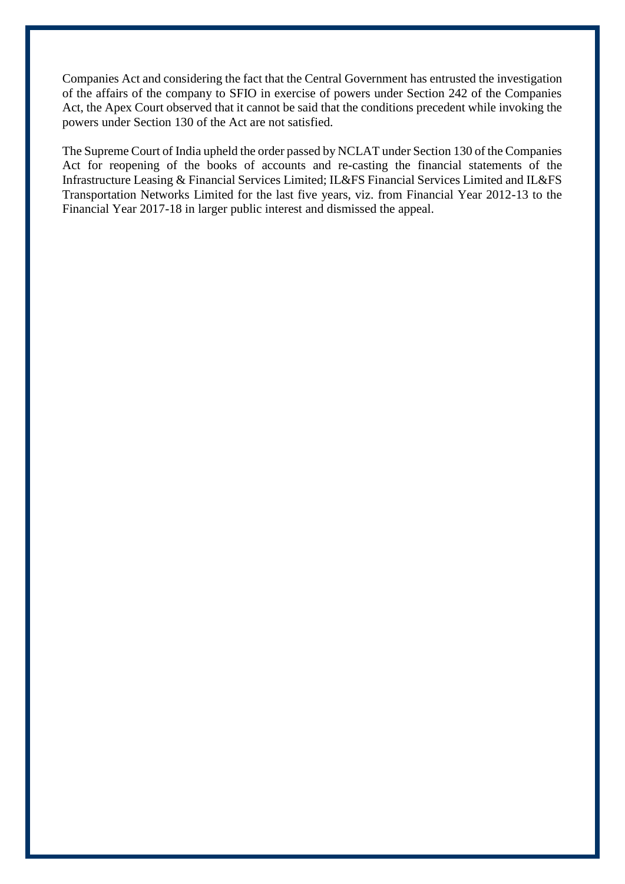Companies Act and considering the fact that the Central Government has entrusted the investigation of the affairs of the company to SFIO in exercise of powers under Section 242 of the Companies Act, the Apex Court observed that it cannot be said that the conditions precedent while invoking the powers under Section 130 of the Act are not satisfied.

The Supreme Court of India upheld the order passed by NCLAT under Section 130 of the Companies Act for reopening of the books of accounts and re-casting the financial statements of the Infrastructure Leasing & Financial Services Limited; IL&FS Financial Services Limited and IL&FS Transportation Networks Limited for the last five years, viz. from Financial Year 2012-13 to the Financial Year 2017-18 in larger public interest and dismissed the appeal.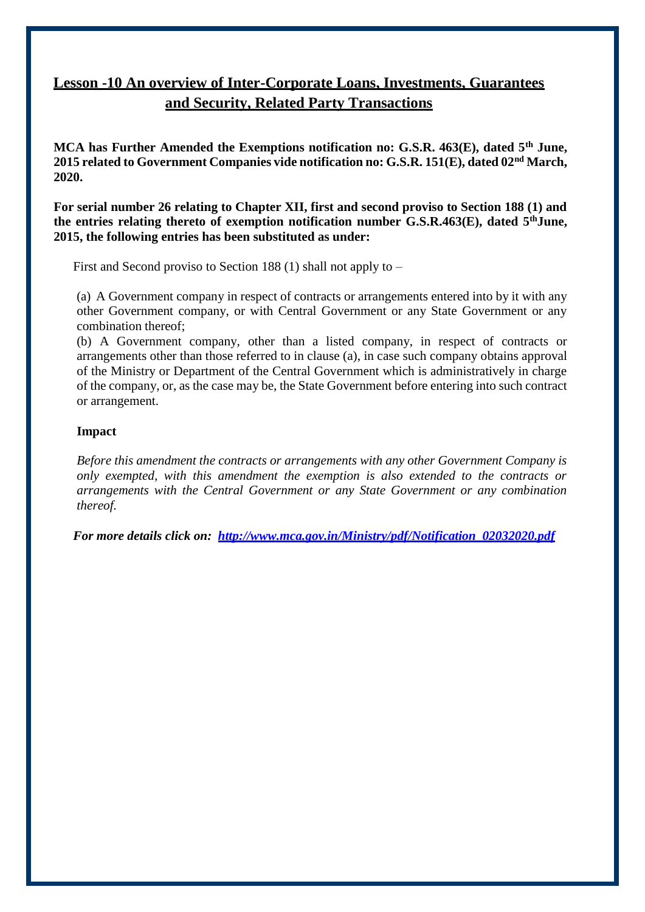## Lesson -10 An overview of Inter-Corporate Loans, Investments, Guarantees and Security, Related Party Transactions

**MCA has Further Amended the Exemptions notification no: G.S.R. 463(E), dated 5th June, 2015 related to Government Companies vide notification no: G.S.R. 151(E), dated 02nd March, 2020.**

**For serial number 26 relating to Chapter XII, first and second proviso to Section 188 (1) and the entries relating thereto of exemption notification number G.S.R.463(E), dated 5th June, 2015, the following entries has been substituted as under:**

First and Second proviso to Section 188 (1) shall not apply to –

(a) A Government company in respect of contracts or arrangements entered into by it with any other Government company, or with Central Government or any State Government or any combination thereof;

(b) A Government company, other than a listed company, in respect of contracts or arrangements other than those referred to in clause (a), in case such company obtains approval of the Ministry or Department of the Central Government which is administratively in charge of the company, or, as the case may be, the State Government before entering into such contract or arrangement.

**Impact**

*Before this amendment the contracts or arrangements with any other Government Company is only exempted, with this amendment the exemption is also extended to the contracts or arrangements with the Central Government or any State Government or any combination thereof.*

***For more details click on:*** [***http://www.mca.gov.in/Ministry/pdf/Notification_02032020.pdf***](http://www.mca.gov.in/Ministry/pdf/Notification_02032020.pdf)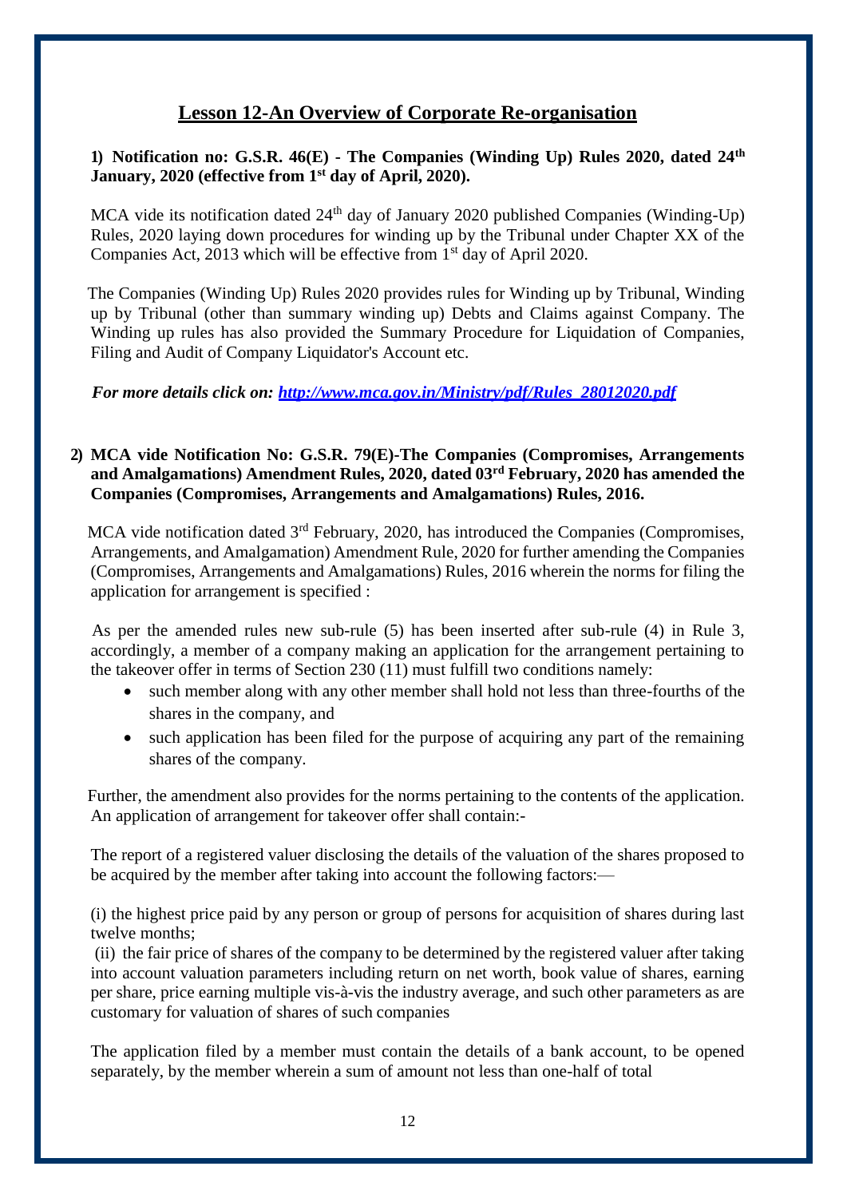# Lesson 12-An Overview of Corporate Re-organisation

**1) Notification no: G.S.R. 46(E) - The Companies (Winding Up) Rules 2020, dated 24th January, 2020 (effective from 1st day of April, 2020).**

MCA vide its notification dated 24th day of January 2020 published Companies (Winding-Up) Rules, 2020 laying down procedures for winding up by the Tribunal under Chapter XX of the Companies Act, 2013 which will be effective from 1st day of April 2020.

The Companies (Winding Up) Rules 2020 provides rules for Winding up by Tribunal, Winding up by Tribunal (other than summary winding up) Debts and Claims against Company. The Winding up rules has also provided the Summary Procedure for Liquidation of Companies, Filing and Audit of Company Liquidator's Account etc.

***For more details click on: [http://www.mca.gov.in/Ministry/pdf/Rules_28012020.pdf](http://www.mca.gov.in/Ministry/pdf/Rules_28012020.pdf)***

**2) MCA vide Notification No: G.S.R. 79(E)-The Companies (Compromises, Arrangements and Amalgamations) Amendment Rules, 2020, dated 03rd February, 2020 has amended the Companies (Compromises, Arrangements and Amalgamations) Rules, 2016.**

MCA vide notification dated 3rd February, 2020, has introduced the Companies (Compromises, Arrangements, and Amalgamation) Amendment Rule, 2020 for further amending the Companies (Compromises, Arrangements and Amalgamations) Rules, 2016 wherein the norms for filing the application for arrangement is specified :

As per the amended rules new sub-rule (5) has been inserted after sub-rule (4) in Rule 3, accordingly, a member of a company making an application for the arrangement pertaining to the takeover offer in terms of Section 230 (11) must fulfill two conditions namely:

- such member along with any other member shall hold not less than three-fourths of the shares in the company, and
- such application has been filed for the purpose of acquiring any part of the remaining shares of the company.

Further, the amendment also provides for the norms pertaining to the contents of the application. An application of arrangement for takeover offer shall contain:-

The report of a registered valuer disclosing the details of the valuation of the shares proposed to be acquired by the member after taking into account the following factors:—

(i) the highest price paid by any person or group of persons for acquisition of shares during last twelve months;

(ii) the fair price of shares of the company to be determined by the registered valuer after taking into account valuation parameters including return on net worth, book value of shares, earning per share, price earning multiple vis-à-vis the industry average, and such other parameters as are customary for valuation of shares of such companies

The application filed by a member must contain the details of a bank account, to be opened separately, by the member wherein a sum of amount not less than one-half of total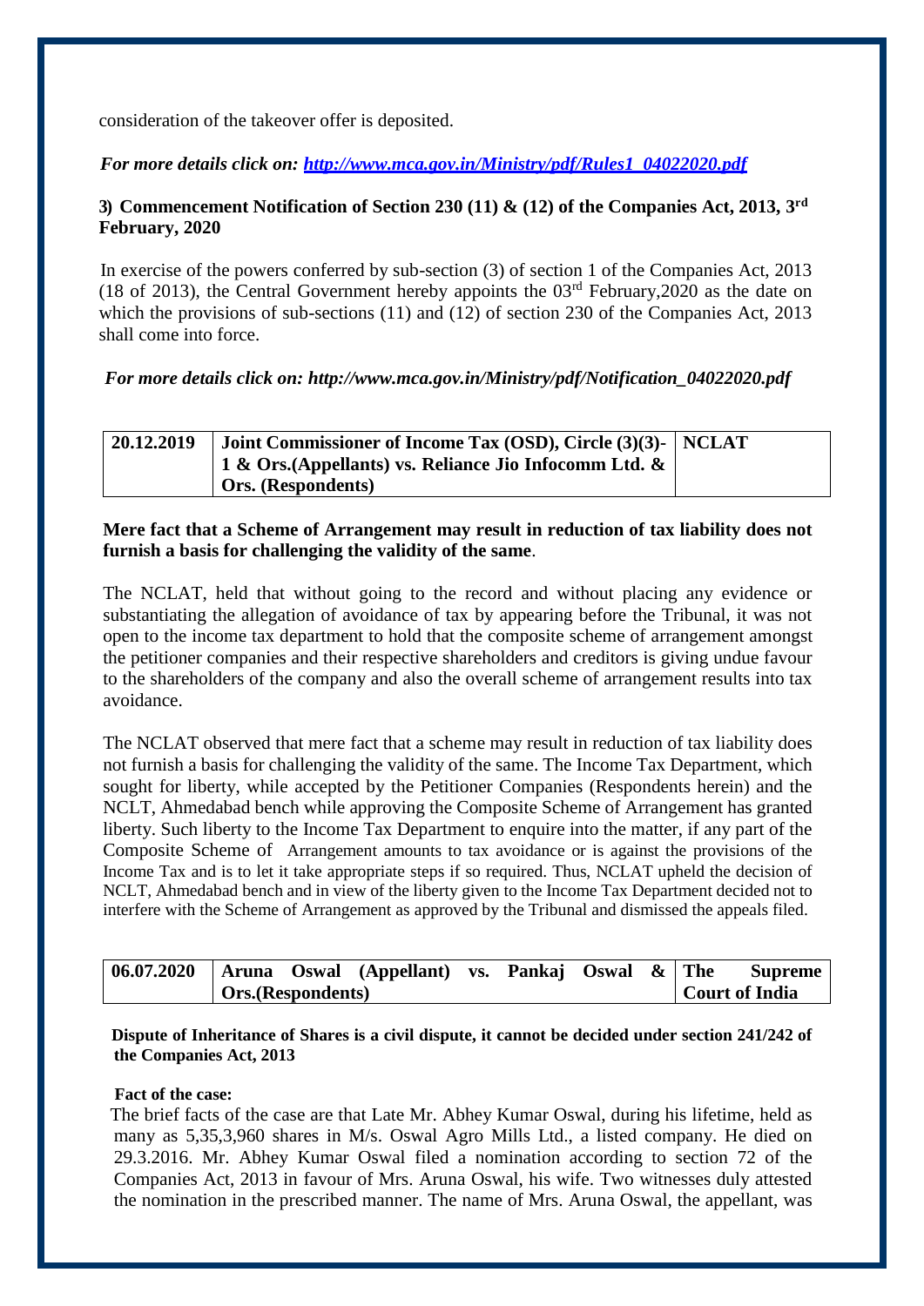consideration of the takeover offer is deposited.

*For more details click on: [http://www.mca.gov.in/Ministry/pdf/Rules1_04022020.pdf](http://www.mca.gov.in/Ministry/pdf/Rules1_04022020.pdf)*

**3) Commencement Notification of Section 230 (11) & (12) of the Companies Act, 2013, 3rd February, 2020**

In exercise of the powers conferred by sub-section (3) of section 1 of the Companies Act, 2013 (18 of 2013), the Central Government hereby appoints the 03rd February,2020 as the date on which the provisions of sub-sections (11) and (12) of section 230 of the Companies Act, 2013 shall come into force.

*For more details click on: http://www.mca.gov.in/Ministry/pdf/Notification_04022020.pdf*

| 20.12.2019 | Joint Commissioner of Income Tax (OSD), Circle (3)(3)-1 & Ors.(Appellants) vs. Reliance Jio Infocomm Ltd. & Ors. (Respondents) | NCLAT |
|---|---|---|

**Mere fact that a Scheme of Arrangement may result in reduction of tax liability does not furnish a basis for challenging the validity of the same**.

The NCLAT, held that without going to the record and without placing any evidence or substantiating the allegation of avoidance of tax by appearing before the Tribunal, it was not open to the income tax department to hold that the composite scheme of arrangement amongst the petitioner companies and their respective shareholders and creditors is giving undue favour to the shareholders of the company and also the overall scheme of arrangement results into tax avoidance.

The NCLAT observed that mere fact that a scheme may result in reduction of tax liability does not furnish a basis for challenging the validity of the same. The Income Tax Department, which sought for liberty, while accepted by the Petitioner Companies (Respondents herein) and the NCLT, Ahmedabad bench while approving the Composite Scheme of Arrangement has granted liberty. Such liberty to the Income Tax Department to enquire into the matter, if any part of the Composite Scheme of Arrangement amounts to tax avoidance or is against the provisions of the Income Tax and is to let it take appropriate steps if so required. Thus, NCLAT upheld the decision of NCLT, Ahmedabad bench and in view of the liberty given to the Income Tax Department decided not to interfere with the Scheme of Arrangement as approved by the Tribunal and dismissed the appeals filed.

| 06.07.2020 | Aruna Oswal (Appellant) vs. Pankaj Oswal & Ors.(Respondents) | The Supreme Court of India |
|---|---|---|

**Dispute of Inheritance of Shares is a civil dispute, it cannot be decided under section 241/242 of the Companies Act, 2013**

**Fact of the case:**

The brief facts of the case are that Late Mr. Abhey Kumar Oswal, during his lifetime, held as many as 5,35,3,960 shares in M/s. Oswal Agro Mills Ltd., a listed company. He died on 29.3.2016. Mr. Abhey Kumar Oswal filed a nomination according to section 72 of the Companies Act, 2013 in favour of Mrs. Aruna Oswal, his wife. Two witnesses duly attested the nomination in the prescribed manner. The name of Mrs. Aruna Oswal, the appellant, was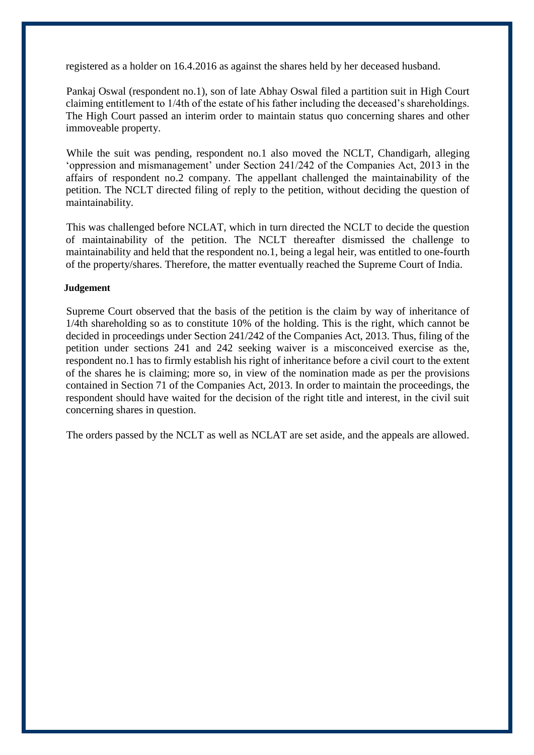registered as a holder on 16.4.2016 as against the shares held by her deceased husband.

Pankaj Oswal (respondent no.1), son of late Abhay Oswal filed a partition suit in High Court claiming entitlement to 1/4th of the estate of his father including the deceased's shareholdings. The High Court passed an interim order to maintain status quo concerning shares and other immoveable property.

While the suit was pending, respondent no.1 also moved the NCLT, Chandigarh, alleging 'oppression and mismanagement' under Section 241/242 of the Companies Act, 2013 in the affairs of respondent no.2 company. The appellant challenged the maintainability of the petition. The NCLT directed filing of reply to the petition, without deciding the question of maintainability.

This was challenged before NCLAT, which in turn directed the NCLT to decide the question of maintainability of the petition. The NCLT thereafter dismissed the challenge to maintainability and held that the respondent no.1, being a legal heir, was entitled to one-fourth of the property/shares. Therefore, the matter eventually reached the Supreme Court of India.

**Judgement**

Supreme Court observed that the basis of the petition is the claim by way of inheritance of 1/4th shareholding so as to constitute 10% of the holding. This is the right, which cannot be decided in proceedings under Section 241/242 of the Companies Act, 2013. Thus, filing of the petition under sections 241 and 242 seeking waiver is a misconceived exercise as the, respondent no.1 has to firmly establish his right of inheritance before a civil court to the extent of the shares he is claiming; more so, in view of the nomination made as per the provisions contained in Section 71 of the Companies Act, 2013. In order to maintain the proceedings, the respondent should have waited for the decision of the right title and interest, in the civil suit concerning shares in question.

The orders passed by the NCLT as well as NCLAT are set aside, and the appeals are allowed.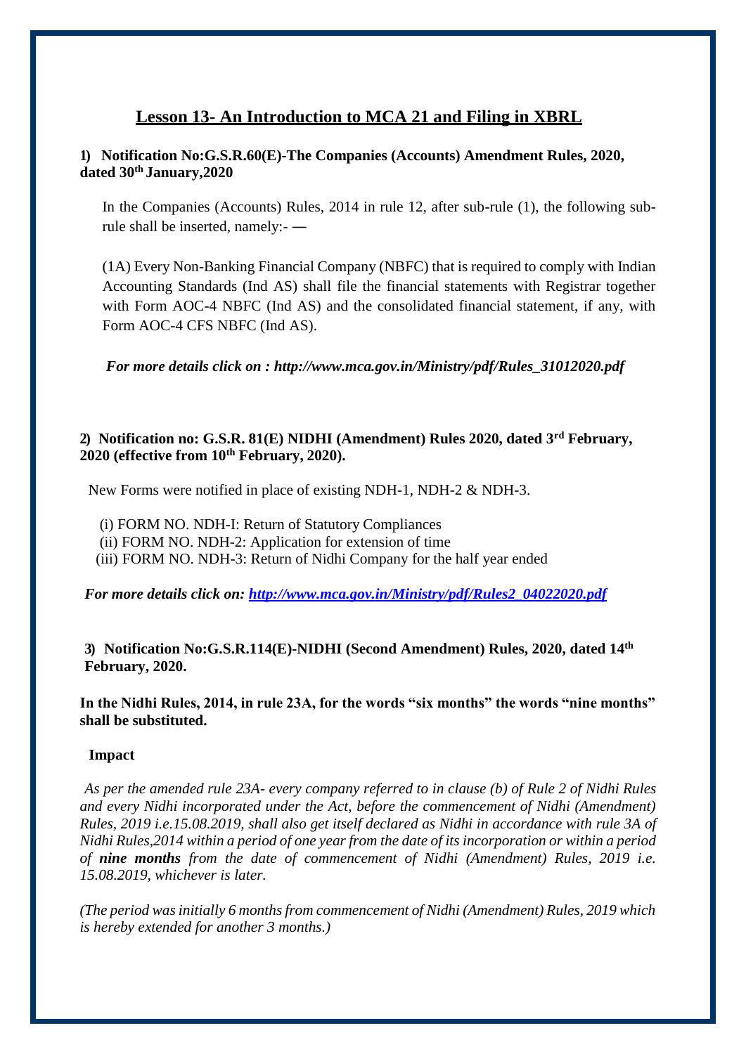# Lesson 13- An Introduction to MCA 21 and Filing in XBRL

**1) Notification No:G.S.R.60(E)-The Companies (Accounts) Amendment Rules, 2020, dated 30th January,2020**

In the Companies (Accounts) Rules, 2014 in rule 12, after sub-rule (1), the following sub-rule shall be inserted, namely:- —

(1A) Every Non-Banking Financial Company (NBFC) that is required to comply with Indian Accounting Standards (Ind AS) shall file the financial statements with Registrar together with Form AOC-4 NBFC (Ind AS) and the consolidated financial statement, if any, with Form AOC-4 CFS NBFC (Ind AS).

***For more details click on : http://www.mca.gov.in/Ministry/pdf/Rules_31012020.pdf***

**2) Notification no: G.S.R. 81(E) NIDHI (Amendment) Rules 2020, dated 3rd February, 2020 (effective from 10th February, 2020).**

New Forms were notified in place of existing NDH-1, NDH-2 & NDH-3.

(i) FORM NO. NDH-I: Return of Statutory Compliances
(ii) FORM NO. NDH-2: Application for extension of time
(iii) FORM NO. NDH-3: Return of Nidhi Company for the half year ended

***For more details click on: http://www.mca.gov.in/Ministry/pdf/Rules2_04022020.pdf***

**3) Notification No:G.S.R.114(E)-NIDHI (Second Amendment) Rules, 2020, dated 14th February, 2020.**

**In the Nidhi Rules, 2014, in rule 23A, for the words "six months" the words "nine months" shall be substituted.**

**Impact**

*As per the amended rule 23A- every company referred to in clause (b) of Rule 2 of Nidhi Rules and every Nidhi incorporated under the Act, before the commencement of Nidhi (Amendment) Rules, 2019 i.e.15.08.2019, shall also get itself declared as Nidhi in accordance with rule 3A of Nidhi Rules,2014 within a period of one year from the date of its incorporation or within a period of **nine months** from the date of commencement of Nidhi (Amendment) Rules, 2019 i.e. 15.08.2019, whichever is later.*

*(The period was initially 6 months from commencement of Nidhi (Amendment) Rules, 2019 which is hereby extended for another 3 months.)*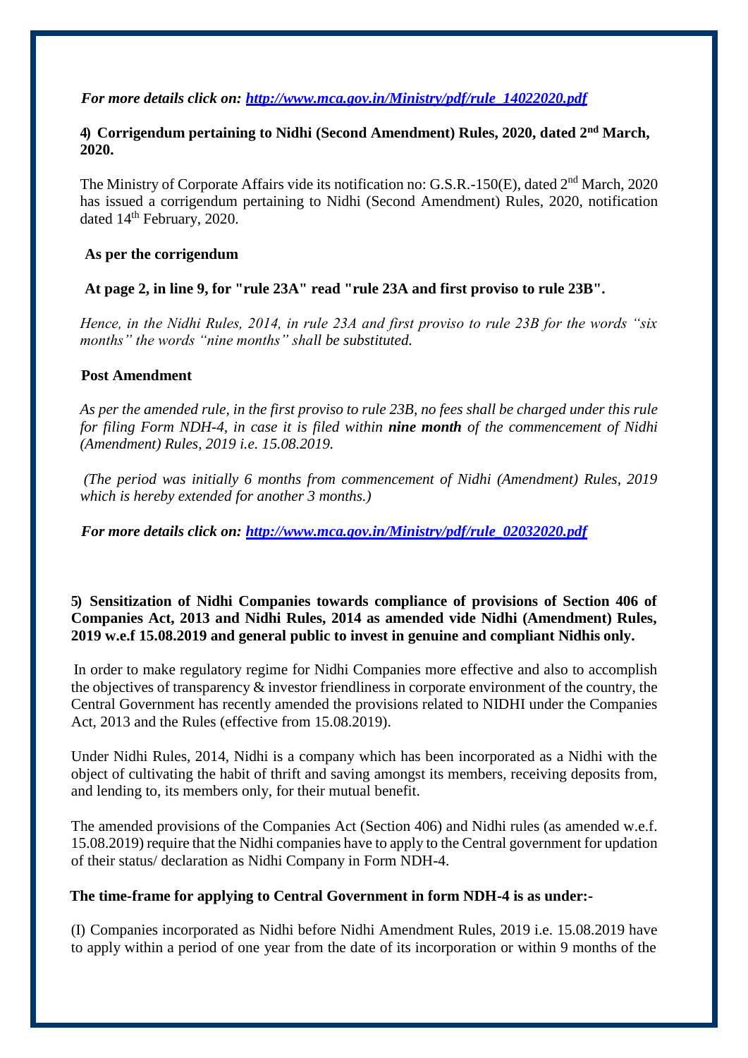*For more details click on: [http://www.mca.gov.in/Ministry/pdf/rule_14022020.pdf](http://www.mca.gov.in/Ministry/pdf/rule_14022020.pdf)*

**4) Corrigendum pertaining to Nidhi (Second Amendment) Rules, 2020, dated 2nd March, 2020.**

The Ministry of Corporate Affairs vide its notification no: G.S.R.-150(E), dated 2nd March, 2020 has issued a corrigendum pertaining to Nidhi (Second Amendment) Rules, 2020, notification dated 14th February, 2020.

**As per the corrigendum**

**At page 2, in line 9, for "rule 23A" read "rule 23A and first proviso to rule 23B".**

*Hence, in the Nidhi Rules, 2014, in rule 23A and first proviso to rule 23B for the words "six months" the words "nine months" shall be substituted.*

**Post Amendment**

*As per the amended rule, in the first proviso to rule 23B, no fees shall be charged under this rule for filing Form NDH-4, in case it is filed within **nine month** of the commencement of Nidhi (Amendment) Rules, 2019 i.e. 15.08.2019.*

*(The period was initially 6 months from commencement of Nidhi (Amendment) Rules, 2019 which is hereby extended for another 3 months.)*

*For more details click on: [http://www.mca.gov.in/Ministry/pdf/rule_02032020.pdf](http://www.mca.gov.in/Ministry/pdf/rule_02032020.pdf)*

**5) Sensitization of Nidhi Companies towards compliance of provisions of Section 406 of Companies Act, 2013 and Nidhi Rules, 2014 as amended vide Nidhi (Amendment) Rules, 2019 w.e.f 15.08.2019 and general public to invest in genuine and compliant Nidhis only.**

In order to make regulatory regime for Nidhi Companies more effective and also to accomplish the objectives of transparency & investor friendliness in corporate environment of the country, the Central Government has recently amended the provisions related to NIDHI under the Companies Act, 2013 and the Rules (effective from 15.08.2019).

Under Nidhi Rules, 2014, Nidhi is a company which has been incorporated as a Nidhi with the object of cultivating the habit of thrift and saving amongst its members, receiving deposits from, and lending to, its members only, for their mutual benefit.

The amended provisions of the Companies Act (Section 406) and Nidhi rules (as amended w.e.f. 15.08.2019) require that the Nidhi companies have to apply to the Central government for updation of their status/ declaration as Nidhi Company in Form NDH-4.

**The time-frame for applying to Central Government in form NDH-4 is as under:-**

(I) Companies incorporated as Nidhi before Nidhi Amendment Rules, 2019 i.e. 15.08.2019 have to apply within a period of one year from the date of its incorporation or within 9 months of the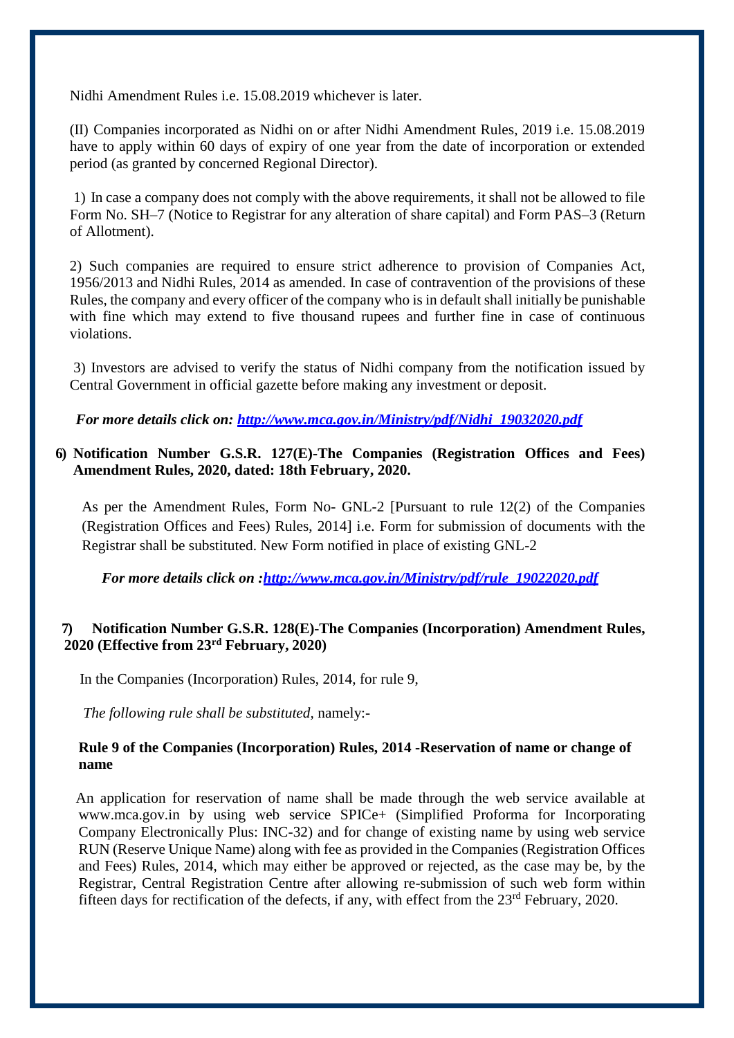Nidhi Amendment Rules i.e. 15.08.2019 whichever is later.

(II) Companies incorporated as Nidhi on or after Nidhi Amendment Rules, 2019 i.e. 15.08.2019 have to apply within 60 days of expiry of one year from the date of incorporation or extended period (as granted by concerned Regional Director).

1) In case a company does not comply with the above requirements, it shall not be allowed to file Form No. SH–7 (Notice to Registrar for any alteration of share capital) and Form PAS–3 (Return of Allotment).

2) Such companies are required to ensure strict adherence to provision of Companies Act, 1956/2013 and Nidhi Rules, 2014 as amended. In case of contravention of the provisions of these Rules, the company and every officer of the company who is in default shall initially be punishable with fine which may extend to five thousand rupees and further fine in case of continuous violations.

3) Investors are advised to verify the status of Nidhi company from the notification issued by Central Government in official gazette before making any investment or deposit.

***For more details click on: [http://www.mca.gov.in/Ministry/pdf/Nidhi_19032020.pdf](http://www.mca.gov.in/Ministry/pdf/Nidhi_19032020.pdf)***

**6) Notification Number G.S.R. 127(E)-The Companies (Registration Offices and Fees) Amendment Rules, 2020, dated: 18th February, 2020.**

As per the Amendment Rules, Form No- GNL-2 [Pursuant to rule 12(2) of the Companies (Registration Offices and Fees) Rules, 2014] i.e. Form for submission of documents with the Registrar shall be substituted. New Form notified in place of existing GNL-2

***For more details click on :[http://www.mca.gov.in/Ministry/pdf/rule_19022020.pdf](http://www.mca.gov.in/Ministry/pdf/rule_19022020.pdf)***

**7) Notification Number G.S.R. 128(E)-The Companies (Incorporation) Amendment Rules, 2020 (Effective from 23rd February, 2020)**

In the Companies (Incorporation) Rules, 2014, for rule 9,

*The following rule shall be substituted*, namely:-

**Rule 9 of the Companies (Incorporation) Rules, 2014 -Reservation of name or change of name**

An application for reservation of name shall be made through the web service available at www.mca.gov.in by using web service SPICe+ (Simplified Proforma for Incorporating Company Electronically Plus: INC-32) and for change of existing name by using web service RUN (Reserve Unique Name) along with fee as provided in the Companies (Registration Offices and Fees) Rules, 2014, which may either be approved or rejected, as the case may be, by the Registrar, Central Registration Centre after allowing re-submission of such web form within fifteen days for rectification of the defects, if any, with effect from the 23rd February, 2020.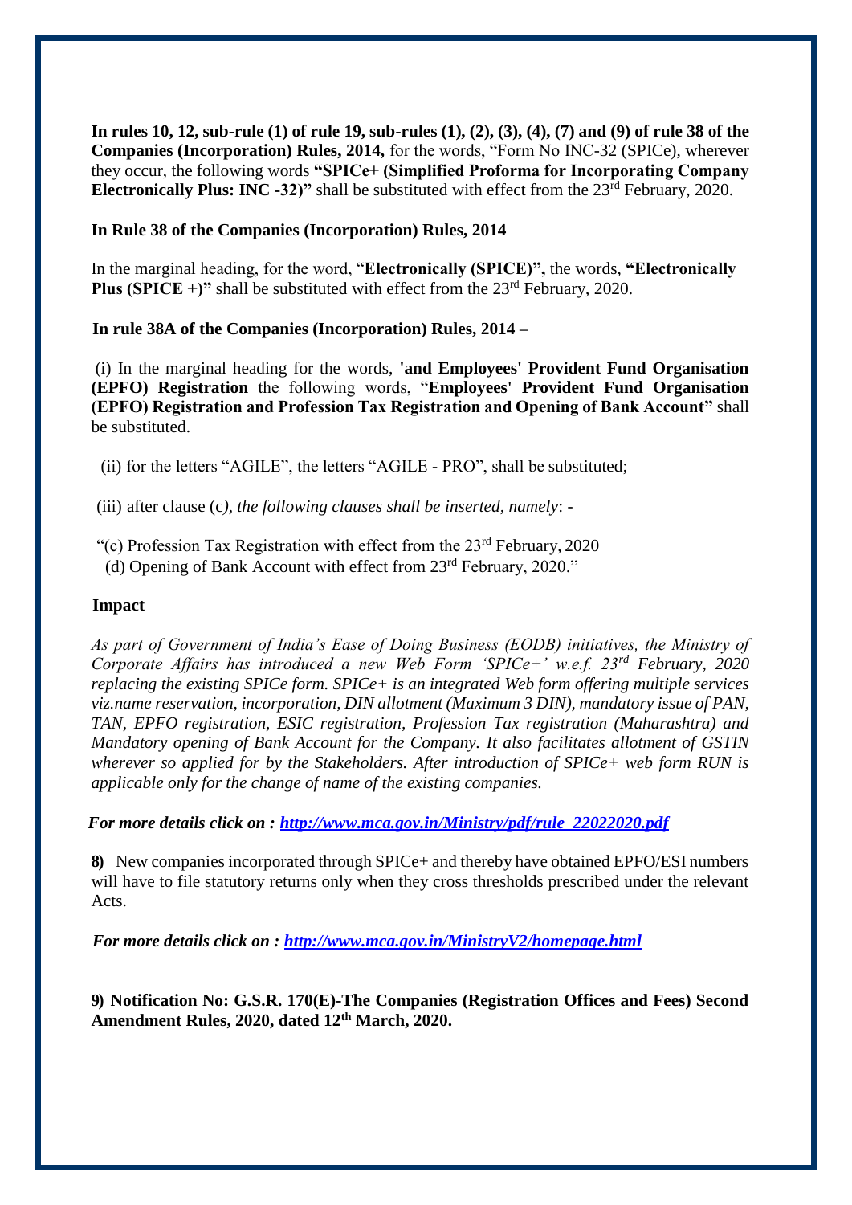**In rules 10, 12, sub-rule (1) of rule 19, sub-rules (1), (2), (3), (4), (7) and (9) of rule 38 of the Companies (Incorporation) Rules, 2014,** for the words, "Form No INC-32 (SPICe), wherever they occur, the following words **"SPICe+ (Simplified Proforma for Incorporating Company Electronically Plus: INC -32)"** shall be substituted with effect from the 23rd February, 2020.

**In Rule 38 of the Companies (Incorporation) Rules, 2014**

In the marginal heading, for the word, "**Electronically (SPICE)",** the words, **"Electronically Plus (SPICE +)"** shall be substituted with effect from the 23rd February, 2020.

**In rule 38A of the Companies (Incorporation) Rules, 2014 –**

(i) In the marginal heading for the words, **'and Employees' Provident Fund Organisation (EPFO) Registration** the following words, "**Employees' Provident Fund Organisation (EPFO) Registration and Profession Tax Registration and Opening of Bank Account"** shall be substituted.

(ii) for the letters "AGILE", the letters "AGILE - PRO", shall be substituted;

(iii) after clause (c*), the following clauses shall be inserted, namely*: -

"(c) Profession Tax Registration with effect from the 23rd February, 2020
(d) Opening of Bank Account with effect from 23rd February, 2020."

**Impact**

*As part of Government of India's Ease of Doing Business (EODB) initiatives, the Ministry of Corporate Affairs has introduced a new Web Form 'SPICe+' w.e.f. 23rd February, 2020 replacing the existing SPICe form. SPICe+ is an integrated Web form offering multiple services viz.name reservation, incorporation, DIN allotment (Maximum 3 DIN), mandatory issue of PAN, TAN, EPFO registration, ESIC registration, Profession Tax registration (Maharashtra) and Mandatory opening of Bank Account for the Company. It also facilitates allotment of GSTIN wherever so applied for by the Stakeholders. After introduction of SPICe+ web form RUN is applicable only for the change of name of the existing companies.*

***For more details click on : [http://www.mca.gov.in/Ministry/pdf/rule_22022020.pdf](http://www.mca.gov.in/Ministry/pdf/rule_22022020.pdf)***

**8)** New companies incorporated through SPICe+ and thereby have obtained EPFO/ESI numbers will have to file statutory returns only when they cross thresholds prescribed under the relevant Acts.

***For more details click on : [http://www.mca.gov.in/MinistryV2/homepage.html](http://www.mca.gov.in/MinistryV2/homepage.html)***

**9) Notification No: G.S.R. 170(E)-The Companies (Registration Offices and Fees) Second Amendment Rules, 2020, dated 12th March, 2020.**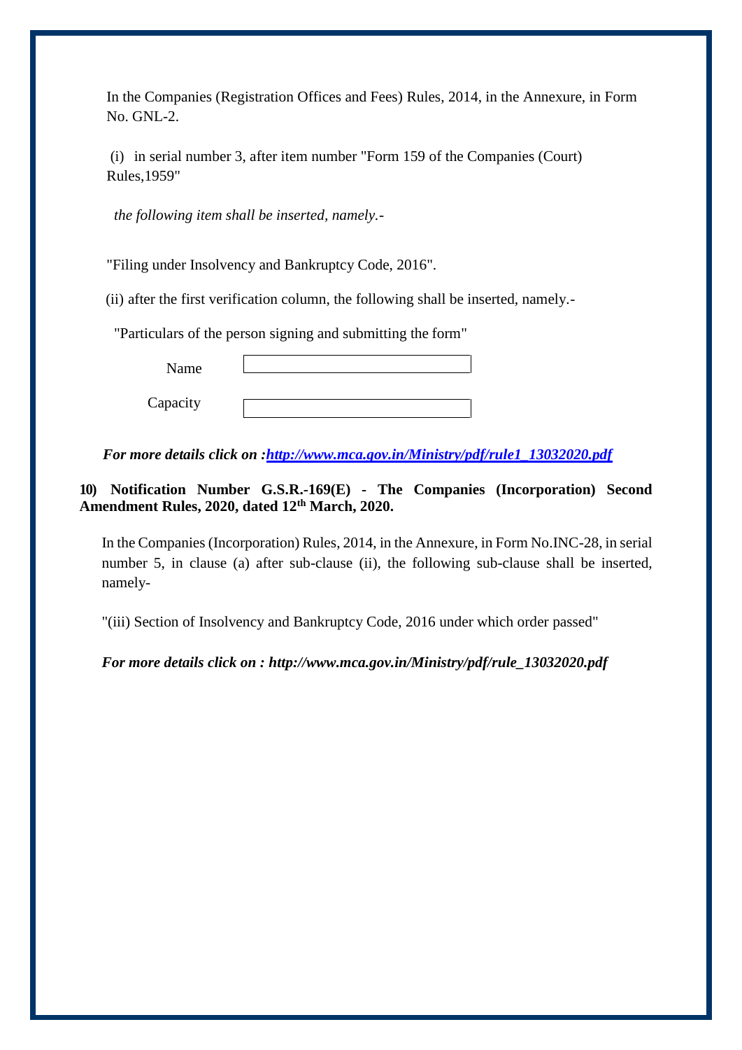In the Companies (Registration Offices and Fees) Rules, 2014, in the Annexure, in Form No. GNL-2.

(i) in serial number 3, after item number "Form 159 of the Companies (Court) Rules,1959"

*the following item shall be inserted, namely.-*

"Filing under Insolvency and Bankruptcy Code, 2016".

(ii) after the first verification column, the following shall be inserted, namely.-

"Particulars of the person signing and submitting the form"

| Name | |
|---|---|
| Capacity | |

***For more details click on :[http://www.mca.gov.in/Ministry/pdf/rule1_13032020.pdf](http://www.mca.gov.in/Ministry/pdf/rule1_13032020.pdf)***

**10) Notification Number G.S.R.-169(E) - The Companies (Incorporation) Second Amendment Rules, 2020, dated 12th March, 2020.**

In the Companies (Incorporation) Rules, 2014, in the Annexure, in Form No.INC-28, in serial number 5, in clause (a) after sub-clause (ii), the following sub-clause shall be inserted, namely-

"(iii) Section of Insolvency and Bankruptcy Code, 2016 under which order passed"

***For more details click on : http://www.mca.gov.in/Ministry/pdf/rule_13032020.pdf***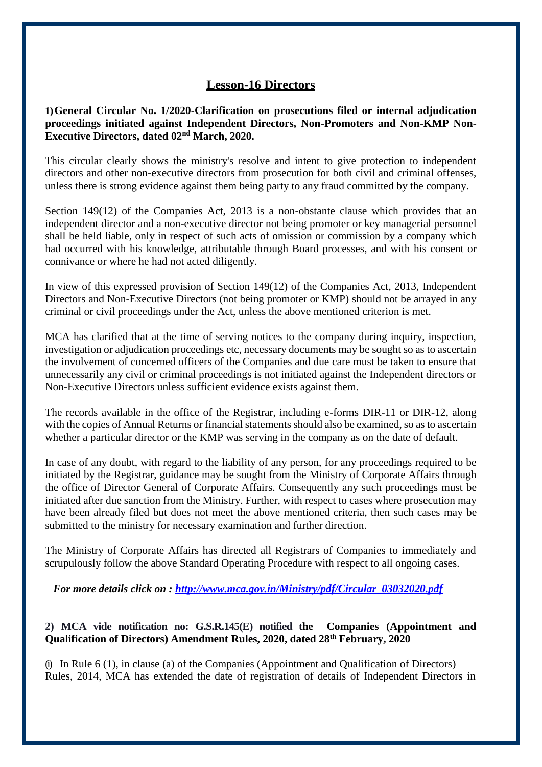# Lesson-16 Directors

**1) General Circular No. 1/2020-Clarification on prosecutions filed or internal adjudication proceedings initiated against Independent Directors, Non-Promoters and Non-KMP Non-Executive Directors, dated 02nd March, 2020.**

This circular clearly shows the ministry's resolve and intent to give protection to independent directors and other non-executive directors from prosecution for both civil and criminal offenses, unless there is strong evidence against them being party to any fraud committed by the company.

Section 149(12) of the Companies Act, 2013 is a non-obstante clause which provides that an independent director and a non-executive director not being promoter or key managerial personnel shall be held liable, only in respect of such acts of omission or commission by a company which had occurred with his knowledge, attributable through Board processes, and with his consent or connivance or where he had not acted diligently.

In view of this expressed provision of Section 149(12) of the Companies Act, 2013, Independent Directors and Non-Executive Directors (not being promoter or KMP) should not be arrayed in any criminal or civil proceedings under the Act, unless the above mentioned criterion is met.

MCA has clarified that at the time of serving notices to the company during inquiry, inspection, investigation or adjudication proceedings etc, necessary documents may be sought so as to ascertain the involvement of concerned officers of the Companies and due care must be taken to ensure that unnecessarily any civil or criminal proceedings is not initiated against the Independent directors or Non-Executive Directors unless sufficient evidence exists against them.

The records available in the office of the Registrar, including e-forms DIR-11 or DIR-12, along with the copies of Annual Returns or financial statements should also be examined, so as to ascertain whether a particular director or the KMP was serving in the company as on the date of default.

In case of any doubt, with regard to the liability of any person, for any proceedings required to be initiated by the Registrar, guidance may be sought from the Ministry of Corporate Affairs through the office of Director General of Corporate Affairs. Consequently any such proceedings must be initiated after due sanction from the Ministry. Further, with respect to cases where prosecution may have been already filed but does not meet the above mentioned criteria, then such cases may be submitted to the ministry for necessary examination and further direction.

The Ministry of Corporate Affairs has directed all Registrars of Companies to immediately and scrupulously follow the above Standard Operating Procedure with respect to all ongoing cases.

***For more details click on : [http://www.mca.gov.in/Ministry/pdf/Circular_03032020.pdf](http://www.mca.gov.in/Ministry/pdf/Circular_03032020.pdf)***

**2) MCA vide notification no: G.S.R.145(E) notified the Companies (Appointment and Qualification of Directors) Amendment Rules, 2020, dated 28th February, 2020**

(i) In Rule 6 (1), in clause (a) of the Companies (Appointment and Qualification of Directors) Rules, 2014, MCA has extended the date of registration of details of Independent Directors in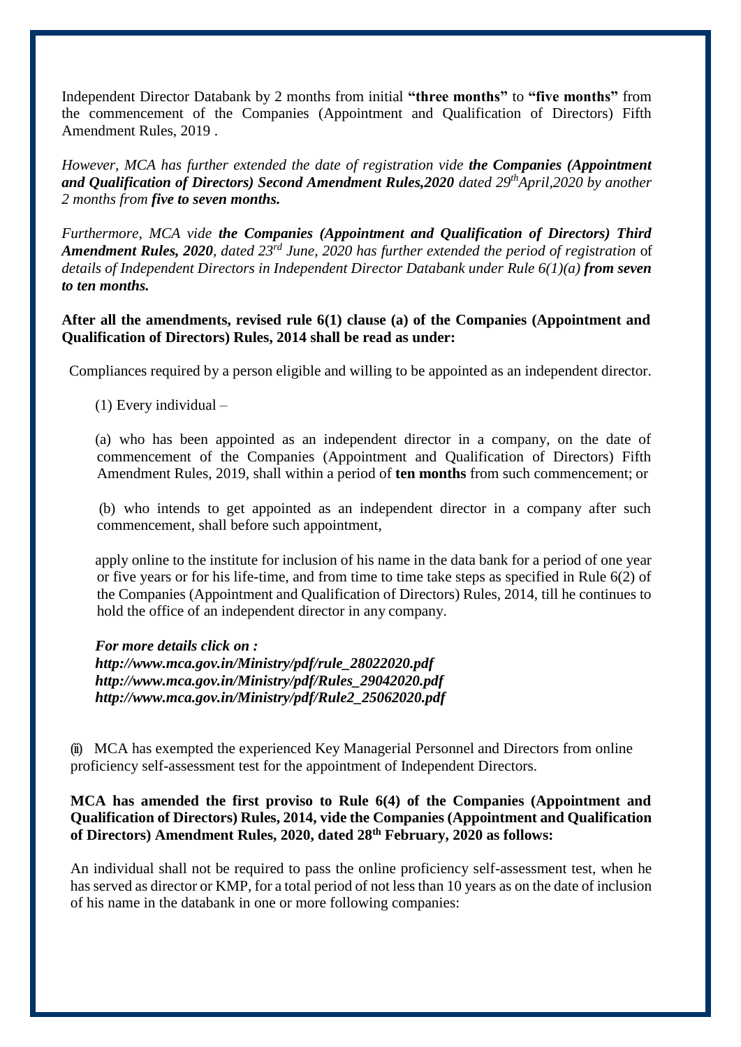Independent Director Databank by 2 months from initial **"three months"** to **"five months"** from the commencement of the Companies (Appointment and Qualification of Directors) Fifth Amendment Rules, 2019 .

*However, MCA has further extended the date of registration vide **the Companies (Appointment and Qualification of Directors) Second Amendment Rules,2020** dated 29th April,2020 by another 2 months from **five to seven months.***

*Furthermore, MCA vide **the Companies (Appointment and Qualification of Directors) Third Amendment Rules, 2020**, dated 23rd June, 2020 has further extended the period of registration* of *details of Independent Directors in Independent Director Databank under Rule 6(1)(a) **from seven to ten months.***

**After all the amendments, revised rule 6(1) clause (a) of the Companies (Appointment and Qualification of Directors) Rules, 2014 shall be read as under:**

Compliances required by a person eligible and willing to be appointed as an independent director.

(1) Every individual –

(a) who has been appointed as an independent director in a company, on the date of commencement of the Companies (Appointment and Qualification of Directors) Fifth Amendment Rules, 2019, shall within a period of **ten months** from such commencement; or

(b) who intends to get appointed as an independent director in a company after such commencement, shall before such appointment,

apply online to the institute for inclusion of his name in the data bank for a period of one year or five years or for his life-time, and from time to time take steps as specified in Rule 6(2) of the Companies (Appointment and Qualification of Directors) Rules, 2014, till he continues to hold the office of an independent director in any company.

***For more details click on :***
***http://www.mca.gov.in/Ministry/pdf/rule_28022020.pdf***
***http://www.mca.gov.in/Ministry/pdf/Rules_29042020.pdf***
***http://www.mca.gov.in/Ministry/pdf/Rule2_25062020.pdf***

(ii) MCA has exempted the experienced Key Managerial Personnel and Directors from online proficiency self-assessment test for the appointment of Independent Directors.

**MCA has amended the first proviso to Rule 6(4) of the Companies (Appointment and Qualification of Directors) Rules, 2014, vide the Companies (Appointment and Qualification of Directors) Amendment Rules, 2020, dated 28th February, 2020 as follows:**

An individual shall not be required to pass the online proficiency self-assessment test, when he has served as director or KMP, for a total period of not less than 10 years as on the date of inclusion of his name in the databank in one or more following companies: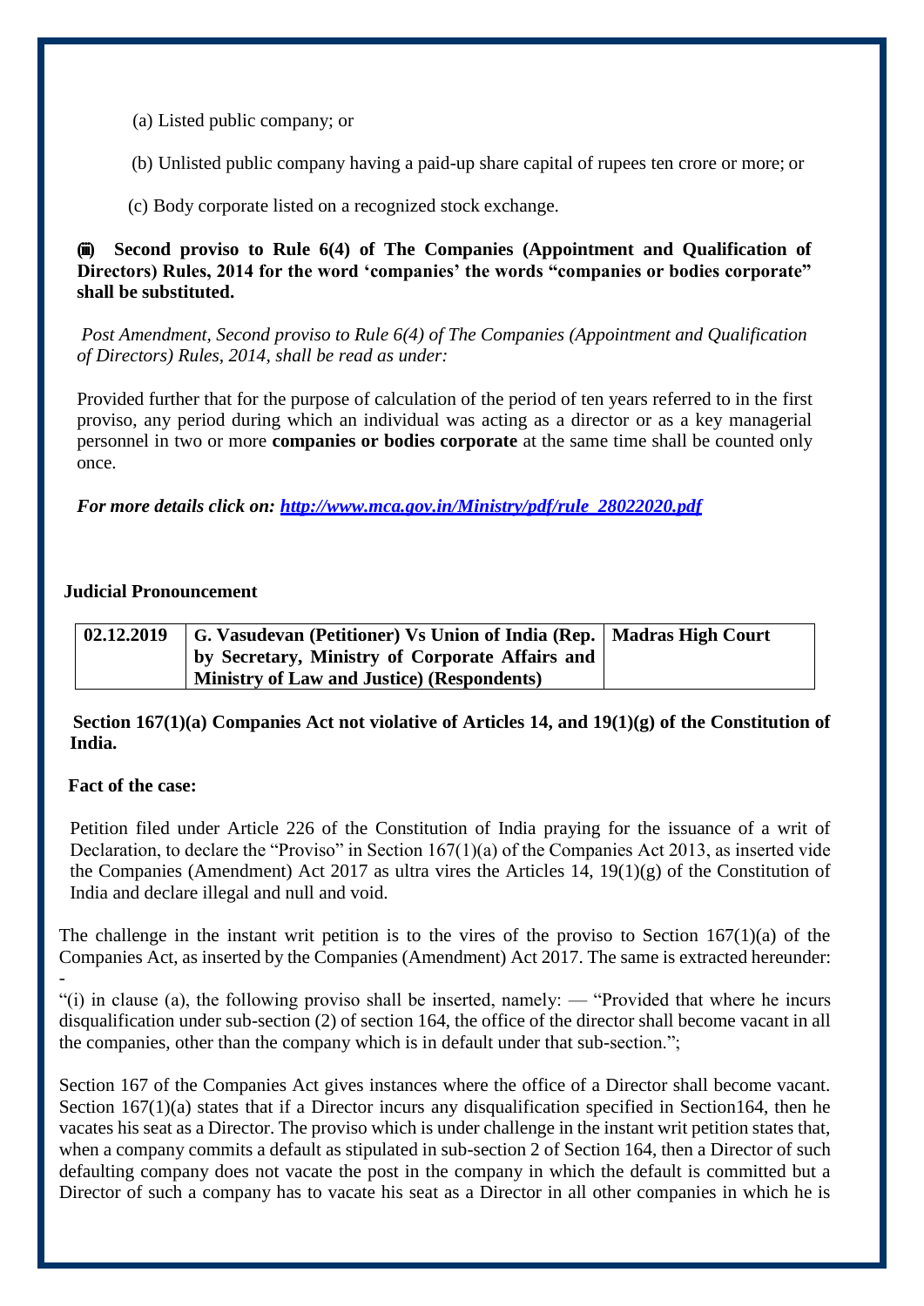(a) Listed public company; or

(b) Unlisted public company having a paid-up share capital of rupees ten crore or more; or

(c) Body corporate listed on a recognized stock exchange.

**(iii) Second proviso to Rule 6(4) of The Companies (Appointment and Qualification of Directors) Rules, 2014 for the word 'companies' the words "companies or bodies corporate" shall be substituted.**

*Post Amendment, Second proviso to Rule 6(4) of The Companies (Appointment and Qualification of Directors) Rules, 2014, shall be read as under:*

Provided further that for the purpose of calculation of the period of ten years referred to in the first proviso, any period during which an individual was acting as a director or as a key managerial personnel in two or more **companies or bodies corporate** at the same time shall be counted only once.

***For more details click on: [http://www.mca.gov.in/Ministry/pdf/rule_28022020.pdf](http://www.mca.gov.in/Ministry/pdf/rule_28022020.pdf)***

**Judicial Pronouncement**

| **02.12.2019** | **G. Vasudevan (Petitioner) Vs Union of India (Rep. by Secretary, Ministry of Corporate Affairs and Ministry of Law and Justice) (Respondents)** | **Madras High Court** |
|---|---|---|

**Section 167(1)(a) Companies Act not violative of Articles 14, and 19(1)(g) of the Constitution of India.**

**Fact of the case:**

Petition filed under Article 226 of the Constitution of India praying for the issuance of a writ of Declaration, to declare the "Proviso" in Section 167(1)(a) of the Companies Act 2013, as inserted vide the Companies (Amendment) Act 2017 as ultra vires the Articles 14, 19(1)(g) of the Constitution of India and declare illegal and null and void.

The challenge in the instant writ petition is to the vires of the proviso to Section 167(1)(a) of the Companies Act, as inserted by the Companies (Amendment) Act 2017. The same is extracted hereunder: -

"(i) in clause (a), the following proviso shall be inserted, namely: — "Provided that where he incurs disqualification under sub-section (2) of section 164, the office of the director shall become vacant in all the companies, other than the company which is in default under that sub-section.";

Section 167 of the Companies Act gives instances where the office of a Director shall become vacant. Section 167(1)(a) states that if a Director incurs any disqualification specified in Section164, then he vacates his seat as a Director. The proviso which is under challenge in the instant writ petition states that, when a company commits a default as stipulated in sub-section 2 of Section 164, then a Director of such defaulting company does not vacate the post in the company in which the default is committed but a Director of such a company has to vacate his seat as a Director in all other companies in which he is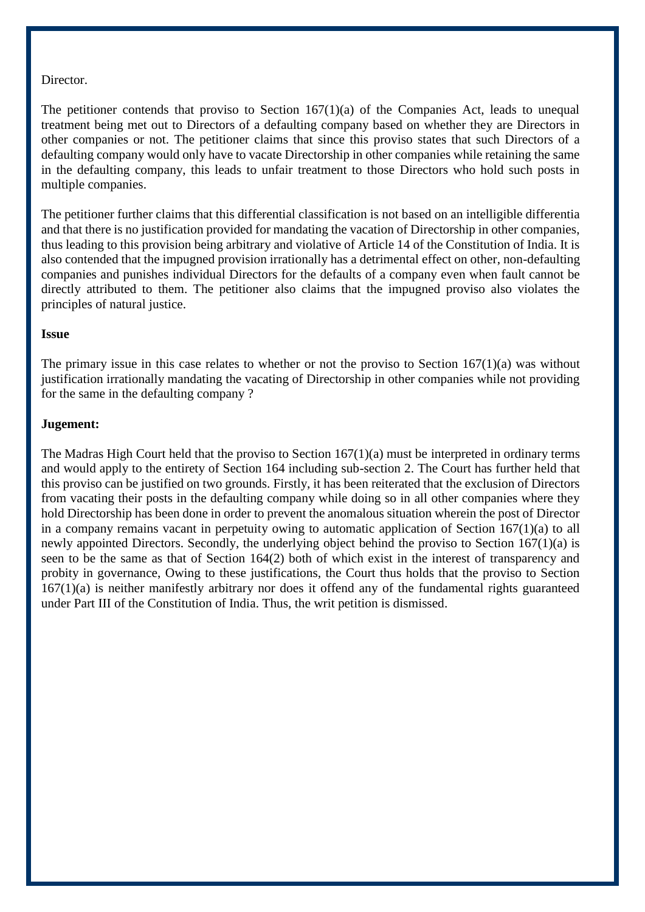Director.

The petitioner contends that proviso to Section 167(1)(a) of the Companies Act, leads to unequal treatment being met out to Directors of a defaulting company based on whether they are Directors in other companies or not. The petitioner claims that since this proviso states that such Directors of a defaulting company would only have to vacate Directorship in other companies while retaining the same in the defaulting company, this leads to unfair treatment to those Directors who hold such posts in multiple companies.

The petitioner further claims that this differential classification is not based on an intelligible differentia and that there is no justification provided for mandating the vacation of Directorship in other companies, thus leading to this provision being arbitrary and violative of Article 14 of the Constitution of India. It is also contended that the impugned provision irrationally has a detrimental effect on other, non-defaulting companies and punishes individual Directors for the defaults of a company even when fault cannot be directly attributed to them. The petitioner also claims that the impugned proviso also violates the principles of natural justice.

**Issue**

The primary issue in this case relates to whether or not the proviso to Section 167(1)(a) was without justification irrationally mandating the vacating of Directorship in other companies while not providing for the same in the defaulting company ?

**Jugement:**

The Madras High Court held that the proviso to Section 167(1)(a) must be interpreted in ordinary terms and would apply to the entirety of Section 164 including sub-section 2. The Court has further held that this proviso can be justified on two grounds. Firstly, it has been reiterated that the exclusion of Directors from vacating their posts in the defaulting company while doing so in all other companies where they hold Directorship has been done in order to prevent the anomalous situation wherein the post of Director in a company remains vacant in perpetuity owing to automatic application of Section 167(1)(a) to all newly appointed Directors. Secondly, the underlying object behind the proviso to Section 167(1)(a) is seen to be the same as that of Section 164(2) both of which exist in the interest of transparency and probity in governance, Owing to these justifications, the Court thus holds that the proviso to Section 167(1)(a) is neither manifestly arbitrary nor does it offend any of the fundamental rights guaranteed under Part III of the Constitution of India. Thus, the writ petition is dismissed.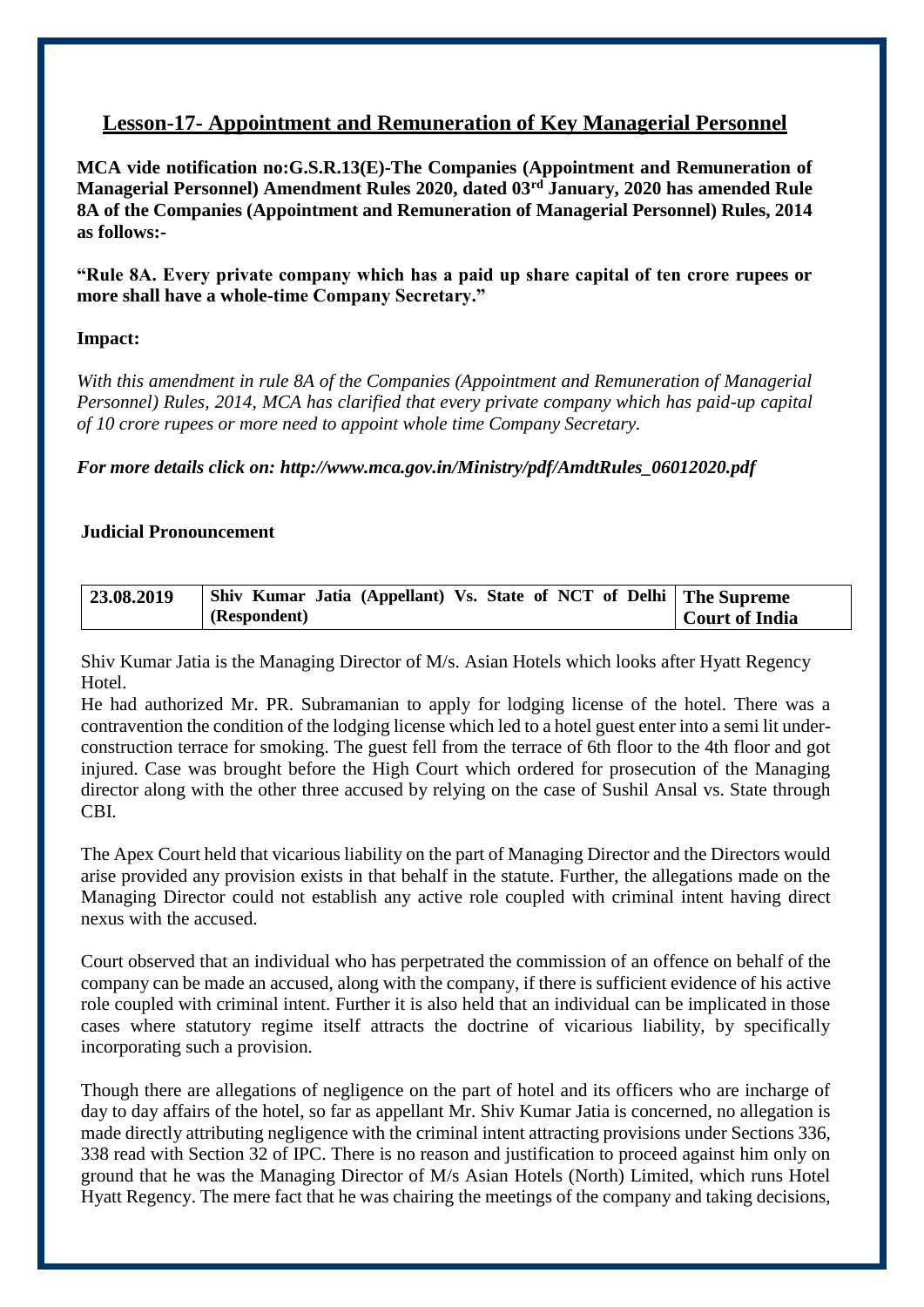## Lesson-17- Appointment and Remuneration of Key Managerial Personnel

**MCA vide notification no:G.S.R.13(E)-The Companies (Appointment and Remuneration of Managerial Personnel) Amendment Rules 2020, dated 03rd January, 2020 has amended Rule 8A of the Companies (Appointment and Remuneration of Managerial Personnel) Rules, 2014 as follows:-**

**"Rule 8A. Every private company which has a paid up share capital of ten crore rupees or more shall have a whole-time Company Secretary."**

**Impact:**

*With this amendment in rule 8A of the Companies (Appointment and Remuneration of Managerial Personnel) Rules, 2014, MCA has clarified that every private company which has paid-up capital of 10 crore rupees or more need to appoint whole time Company Secretary.*

***For more details click on: http://www.mca.gov.in/Ministry/pdf/AmdtRules_06012020.pdf***

**Judicial Pronouncement**

| 23.08.2019 | Shiv Kumar Jatia (Appellant) Vs. State of NCT of Delhi (Respondent) | The Supreme Court of India |
|---|---|---|

Shiv Kumar Jatia is the Managing Director of M/s. Asian Hotels which looks after Hyatt Regency Hotel.

He had authorized Mr. PR. Subramanian to apply for lodging license of the hotel. There was a contravention the condition of the lodging license which led to a hotel guest enter into a semi lit under-construction terrace for smoking. The guest fell from the terrace of 6th floor to the 4th floor and got injured. Case was brought before the High Court which ordered for prosecution of the Managing director along with the other three accused by relying on the case of Sushil Ansal vs. State through CBI.

The Apex Court held that vicarious liability on the part of Managing Director and the Directors would arise provided any provision exists in that behalf in the statute. Further, the allegations made on the Managing Director could not establish any active role coupled with criminal intent having direct nexus with the accused.

Court observed that an individual who has perpetrated the commission of an offence on behalf of the company can be made an accused, along with the company, if there is sufficient evidence of his active role coupled with criminal intent. Further it is also held that an individual can be implicated in those cases where statutory regime itself attracts the doctrine of vicarious liability, by specifically incorporating such a provision.

Though there are allegations of negligence on the part of hotel and its officers who are incharge of day to day affairs of the hotel, so far as appellant Mr. Shiv Kumar Jatia is concerned, no allegation is made directly attributing negligence with the criminal intent attracting provisions under Sections 336, 338 read with Section 32 of IPC. There is no reason and justification to proceed against him only on ground that he was the Managing Director of M/s Asian Hotels (North) Limited, which runs Hotel Hyatt Regency. The mere fact that he was chairing the meetings of the company and taking decisions,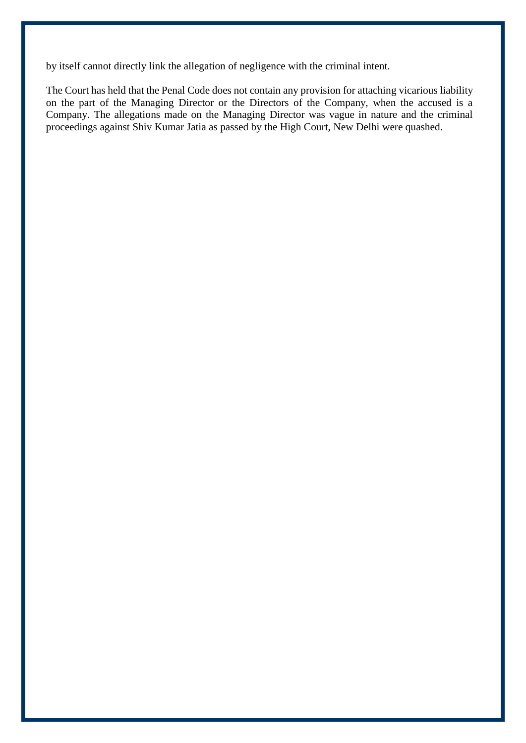by itself cannot directly link the allegation of negligence with the criminal intent.

The Court has held that the Penal Code does not contain any provision for attaching vicarious liability on the part of the Managing Director or the Directors of the Company, when the accused is a Company. The allegations made on the Managing Director was vague in nature and the criminal proceedings against Shiv Kumar Jatia as passed by the High Court, New Delhi were quashed.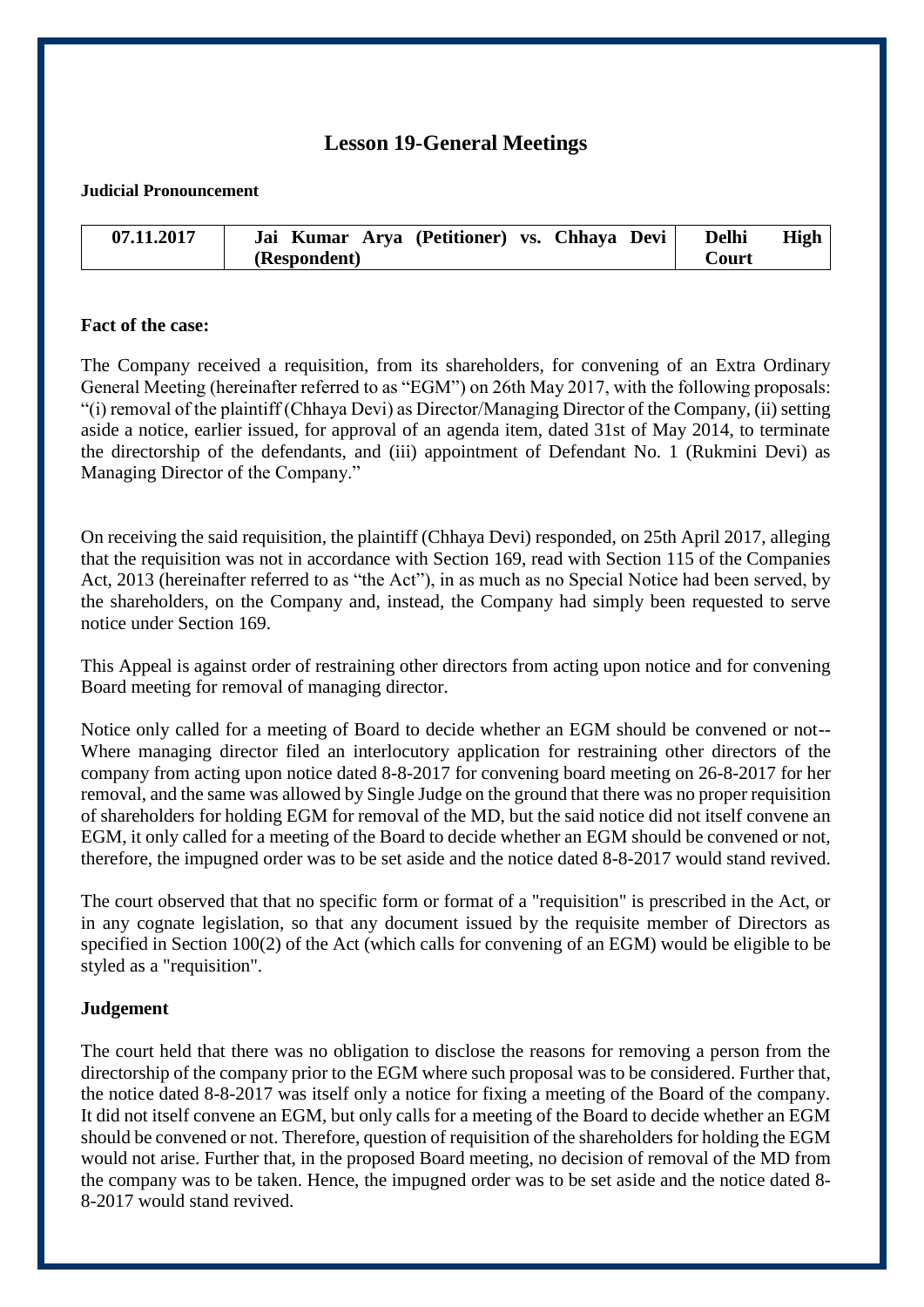# Lesson 19-General Meetings

**Judicial Pronouncement**

| 07.11.2017 | Jai Kumar Arya (Petitioner) vs. Chhaya Devi (Respondent) | Delhi High Court |
|---|---|---|

**Fact of the case:**

The Company received a requisition, from its shareholders, for convening of an Extra Ordinary General Meeting (hereinafter referred to as "EGM") on 26th May 2017, with the following proposals: "(i) removal of the plaintiff (Chhaya Devi) as Director/Managing Director of the Company, (ii) setting aside a notice, earlier issued, for approval of an agenda item, dated 31st of May 2014, to terminate the directorship of the defendants, and (iii) appointment of Defendant No. 1 (Rukmini Devi) as Managing Director of the Company."

On receiving the said requisition, the plaintiff (Chhaya Devi) responded, on 25th April 2017, alleging that the requisition was not in accordance with Section 169, read with Section 115 of the Companies Act, 2013 (hereinafter referred to as "the Act"), in as much as no Special Notice had been served, by the shareholders, on the Company and, instead, the Company had simply been requested to serve notice under Section 169.

This Appeal is against order of restraining other directors from acting upon notice and for convening Board meeting for removal of managing director.

Notice only called for a meeting of Board to decide whether an EGM should be convened or not-- Where managing director filed an interlocutory application for restraining other directors of the company from acting upon notice dated 8-8-2017 for convening board meeting on 26-8-2017 for her removal, and the same was allowed by Single Judge on the ground that there was no proper requisition of shareholders for holding EGM for removal of the MD, but the said notice did not itself convene an EGM, it only called for a meeting of the Board to decide whether an EGM should be convened or not, therefore, the impugned order was to be set aside and the notice dated 8-8-2017 would stand revived.

The court observed that that no specific form or format of a "requisition" is prescribed in the Act, or in any cognate legislation, so that any document issued by the requisite member of Directors as specified in Section 100(2) of the Act (which calls for convening of an EGM) would be eligible to be styled as a "requisition".

**Judgement**

The court held that there was no obligation to disclose the reasons for removing a person from the directorship of the company prior to the EGM where such proposal was to be considered. Further that, the notice dated 8-8-2017 was itself only a notice for fixing a meeting of the Board of the company. It did not itself convene an EGM, but only calls for a meeting of the Board to decide whether an EGM should be convened or not. Therefore, question of requisition of the shareholders for holding the EGM would not arise. Further that, in the proposed Board meeting, no decision of removal of the MD from the company was to be taken. Hence, the impugned order was to be set aside and the notice dated 8-8-2017 would stand revived.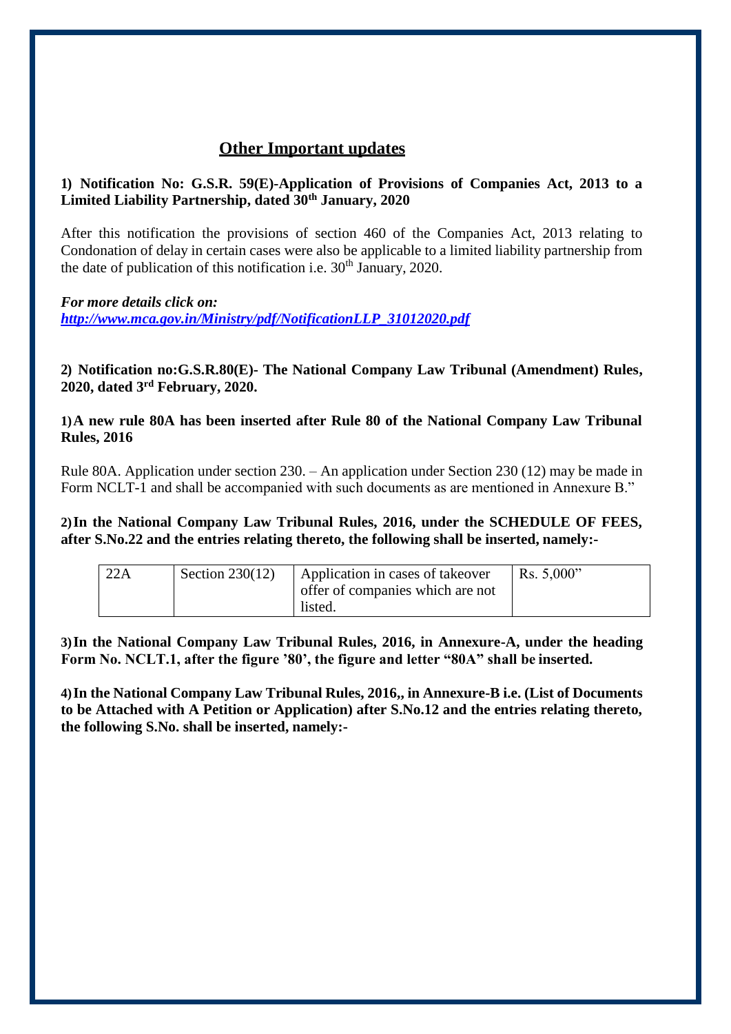## Other Important updates

**1) Notification No: G.S.R. 59(E)-Application of Provisions of Companies Act, 2013 to a Limited Liability Partnership, dated 30th January, 2020**

After this notification the provisions of section 460 of the Companies Act, 2013 relating to Condonation of delay in certain cases were also be applicable to a limited liability partnership from the date of publication of this notification i.e. 30th January, 2020.

***For more details click on:***
***[http://www.mca.gov.in/Ministry/pdf/NotificationLLP_31012020.pdf](http://www.mca.gov.in/Ministry/pdf/NotificationLLP_31012020.pdf)***

**2) Notification no:G.S.R.80(E)- The National Company Law Tribunal (Amendment) Rules, 2020, dated 3rd February, 2020.**

**1) A new rule 80A has been inserted after Rule 80 of the National Company Law Tribunal Rules, 2016**

Rule 80A. Application under section 230. – An application under Section 230 (12) may be made in Form NCLT-1 and shall be accompanied with such documents as are mentioned in Annexure B."

**2) In the National Company Law Tribunal Rules, 2016, under the SCHEDULE OF FEES, after S.No.22 and the entries relating thereto, the following shall be inserted, namely:-**

| 22A | Section 230(12) | Application in cases of takeover offer of companies which are not listed. | Rs. 5,000" |
|---|---|---|---|

**3) In the National Company Law Tribunal Rules, 2016, in Annexure-A, under the heading Form No. NCLT.1, after the figure '80', the figure and letter "80A" shall be inserted.**

**4) In the National Company Law Tribunal Rules, 2016,, in Annexure-B i.e. (List of Documents to be Attached with A Petition or Application) after S.No.12 and the entries relating thereto, the following S.No. shall be inserted, namely:-**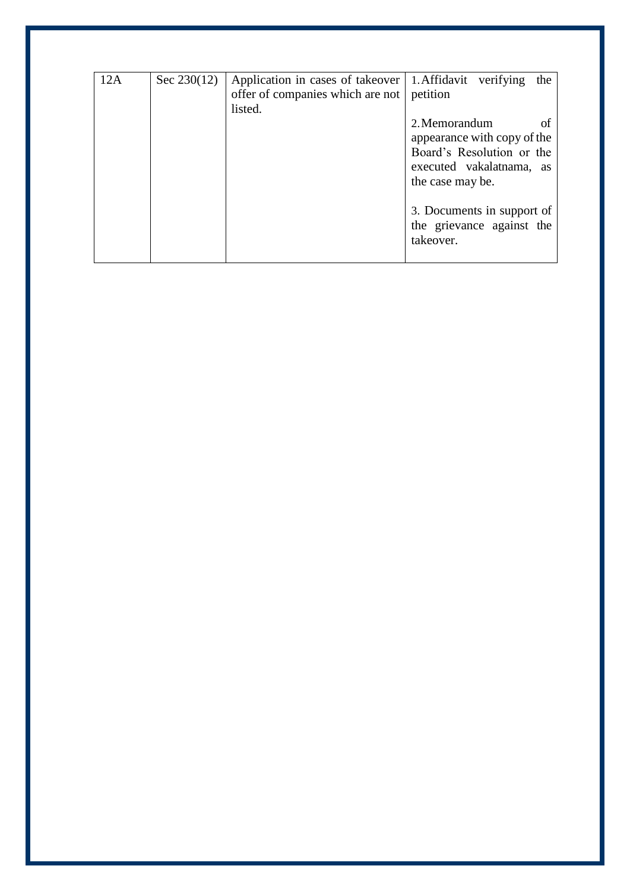| 12A | Sec 230(12) | Application in cases of takeover offer of companies which are not listed. | 1. Affidavit verifying the petition<br><br>2. Memorandum of appearance with copy of the Board's Resolution or the executed vakalatnama, as the case may be.<br><br>3. Documents in support of the grievance against the takeover. |
|---|---|---|---|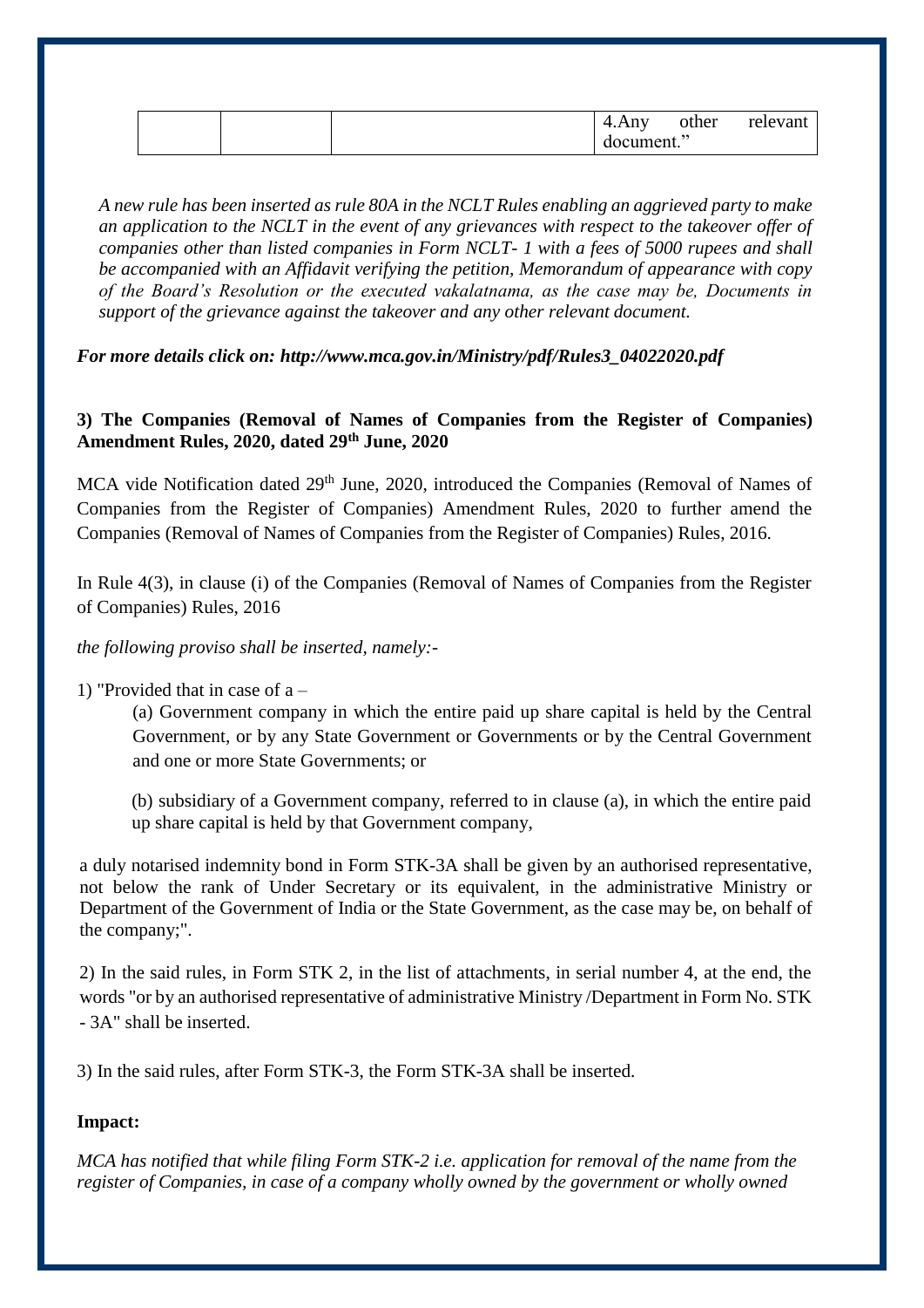| | | | 4.Any other relevant document.” |
|---|---|---|---|

*A new rule has been inserted as rule 80A in the NCLT Rules enabling an aggrieved party to make an application to the NCLT in the event of any grievances with respect to the takeover offer of companies other than listed companies in Form NCLT- 1 with a fees of 5000 rupees and shall be accompanied with an Affidavit verifying the petition, Memorandum of appearance with copy of the Board's Resolution or the executed vakalatnama, as the case may be, Documents in support of the grievance against the takeover and any other relevant document.*

***For more details click on: http://www.mca.gov.in/Ministry/pdf/Rules3_04022020.pdf***

**3) The Companies (Removal of Names of Companies from the Register of Companies) Amendment Rules, 2020, dated 29th June, 2020**

MCA vide Notification dated 29th June, 2020, introduced the Companies (Removal of Names of Companies from the Register of Companies) Amendment Rules, 2020 to further amend the Companies (Removal of Names of Companies from the Register of Companies) Rules, 2016.

In Rule 4(3), in clause (i) of the Companies (Removal of Names of Companies from the Register of Companies) Rules, 2016

*the following proviso shall be inserted, namely:-*

1) "Provided that in case of a –

(a) Government company in which the entire paid up share capital is held by the Central Government, or by any State Government or Governments or by the Central Government and one or more State Governments; or

(b) subsidiary of a Government company, referred to in clause (a), in which the entire paid up share capital is held by that Government company,

a duly notarised indemnity bond in Form STK-3A shall be given by an authorised representative, not below the rank of Under Secretary or its equivalent, in the administrative Ministry or Department of the Government of India or the State Government, as the case may be, on behalf of the company;".

2) In the said rules, in Form STK 2, in the list of attachments, in serial number 4, at the end, the words "or by an authorised representative of administrative Ministry /Department in Form No. STK - 3A" shall be inserted.

3) In the said rules, after Form STK-3, the Form STK-3A shall be inserted.

**Impact:**

*MCA has notified that while filing Form STK-2 i.e. application for removal of the name from the register of Companies, in case of a company wholly owned by the government or wholly owned*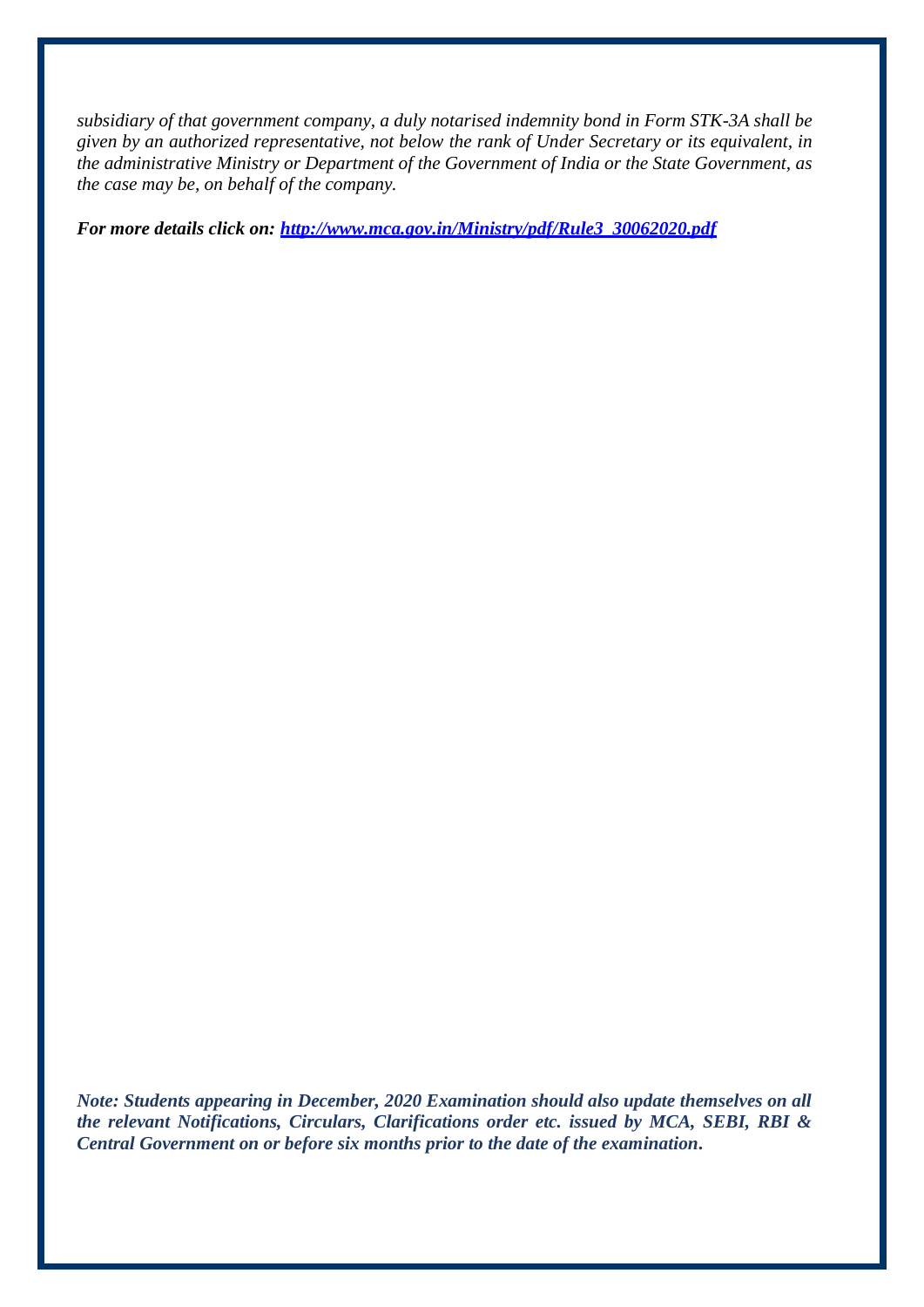*subsidiary of that government company, a duly notarised indemnity bond in Form STK-3A shall be given by an authorized representative, not below the rank of Under Secretary or its equivalent, in the administrative Ministry or Department of the Government of India or the State Government, as the case may be, on behalf of the company.*

***For more details click on: [http://www.mca.gov.in/Ministry/pdf/Rule3_30062020.pdf](http://www.mca.gov.in/Ministry/pdf/Rule3_30062020.pdf)***

***Note: Students appearing in December, 2020 Examination should also update themselves on all the relevant Notifications, Circulars, Clarifications order etc. issued by MCA, SEBI, RBI & Central Government on or before six months prior to the date of the examination.***